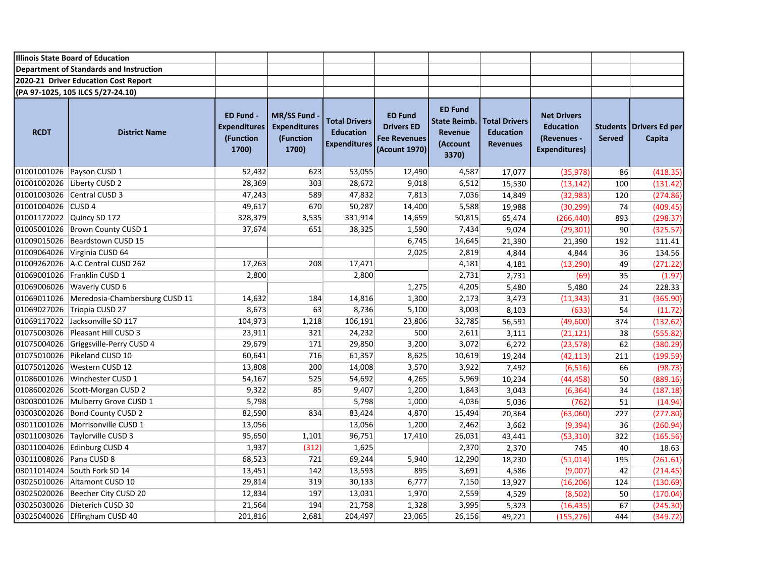**Illinois State Board of Education**

**Department of Standards and Instruction**

**2020-21 Driver Education Cost Report**

**(PA 97-1025, 105 ILCS 5/27-24.10)**

| RCDT | District Name | ED Fund - Expenditures (Function 1700) | MR/SS Fund - Expenditures (Function 1700) | Total Drivers Education Expenditures | ED Fund Drivers ED Fee Revenues (Acount 1970) | ED Fund State Reimb. Revenue (Account 3370) | Total Drivers Education Revenues | Net Drivers Education (Revenues - Expenditures) | Students Served | Drivers Ed per Capita |
|---|---|---|---|---|---|---|---|---|---|---|
| 01001001026 | Payson CUSD 1 | 52,432 | 623 | 53,055 | 12,490 | 4,587 | 17,077 | (35,978) | 86 | (418.35) |
| 01001002026 | Liberty CUSD 2 | 28,369 | 303 | 28,672 | 9,018 | 6,512 | 15,530 | (13,142) | 100 | (131.42) |
| 01001003026 | Central CUSD 3 | 47,243 | 589 | 47,832 | 7,813 | 7,036 | 14,849 | (32,983) | 120 | (274.86) |
| 01001004026 | CUSD 4 | 49,617 | 670 | 50,287 | 14,400 | 5,588 | 19,988 | (30,299) | 74 | (409.45) |
| 01001172022 | Quincy SD 172 | 328,379 | 3,535 | 331,914 | 14,659 | 50,815 | 65,474 | (266,440) | 893 | (298.37) |
| 01005001026 | Brown County CUSD 1 | 37,674 | 651 | 38,325 | 1,590 | 7,434 | 9,024 | (29,301) | 90 | (325.57) |
| 01009015026 | Beardstown CUSD 15 | | | | 6,745 | 14,645 | 21,390 | 21,390 | 192 | 111.41 |
| 01009064026 | Virginia CUSD 64 | | | | 2,025 | 2,819 | 4,844 | 4,844 | 36 | 134.56 |
| 01009262026 | A-C Central CUSD 262 | 17,263 | 208 | 17,471 | | 4,181 | 4,181 | (13,290) | 49 | (271.22) |
| 01069001026 | Franklin CUSD 1 | 2,800 | | 2,800 | | 2,731 | 2,731 | (69) | 35 | (1.97) |
| 01069006026 | Waverly CUSD 6 | | | | 1,275 | 4,205 | 5,480 | 5,480 | 24 | 228.33 |
| 01069011026 | Meredosia-Chambersburg CUSD 11 | 14,632 | 184 | 14,816 | 1,300 | 2,173 | 3,473 | (11,343) | 31 | (365.90) |
| 01069027026 | Triopia CUSD 27 | 8,673 | 63 | 8,736 | 5,100 | 3,003 | 8,103 | (633) | 54 | (11.72) |
| 01069117022 | Jacksonville SD 117 | 104,973 | 1,218 | 106,191 | 23,806 | 32,785 | 56,591 | (49,600) | 374 | (132.62) |
| 01075003026 | Pleasant Hill CUSD 3 | 23,911 | 321 | 24,232 | 500 | 2,611 | 3,111 | (21,121) | 38 | (555.82) |
| 01075004026 | Griggsville-Perry CUSD 4 | 29,679 | 171 | 29,850 | 3,200 | 3,072 | 6,272 | (23,578) | 62 | (380.29) |
| 01075010026 | Pikeland CUSD 10 | 60,641 | 716 | 61,357 | 8,625 | 10,619 | 19,244 | (42,113) | 211 | (199.59) |
| 01075012026 | Western CUSD 12 | 13,808 | 200 | 14,008 | 3,570 | 3,922 | 7,492 | (6,516) | 66 | (98.73) |
| 01086001026 | Winchester CUSD 1 | 54,167 | 525 | 54,692 | 4,265 | 5,969 | 10,234 | (44,458) | 50 | (889.16) |
| 01086002026 | Scott-Morgan CUSD 2 | 9,322 | 85 | 9,407 | 1,200 | 1,843 | 3,043 | (6,364) | 34 | (187.18) |
| 03003001026 | Mulberry Grove CUSD 1 | 5,798 | | 5,798 | 1,000 | 4,036 | 5,036 | (762) | 51 | (14.94) |
| 03003002026 | Bond County CUSD 2 | 82,590 | 834 | 83,424 | 4,870 | 15,494 | 20,364 | (63,060) | 227 | (277.80) |
| 03011001026 | Morrisonville CUSD 1 | 13,056 | | 13,056 | 1,200 | 2,462 | 3,662 | (9,394) | 36 | (260.94) |
| 03011003026 | Taylorville CUSD 3 | 95,650 | 1,101 | 96,751 | 17,410 | 26,031 | 43,441 | (53,310) | 322 | (165.56) |
| 03011004026 | Edinburg CUSD 4 | 1,937 | (312) | 1,625 | | 2,370 | 2,370 | 745 | 40 | 18.63 |
| 03011008026 | Pana CUSD 8 | 68,523 | 721 | 69,244 | 5,940 | 12,290 | 18,230 | (51,014) | 195 | (261.61) |
| 03011014024 | South Fork SD 14 | 13,451 | 142 | 13,593 | 895 | 3,691 | 4,586 | (9,007) | 42 | (214.45) |
| 03025010026 | Altamont CUSD 10 | 29,814 | 319 | 30,133 | 6,777 | 7,150 | 13,927 | (16,206) | 124 | (130.69) |
| 03025020026 | Beecher City CUSD 20 | 12,834 | 197 | 13,031 | 1,970 | 2,559 | 4,529 | (8,502) | 50 | (170.04) |
| 03025030026 | Dieterich CUSD 30 | 21,564 | 194 | 21,758 | 1,328 | 3,995 | 5,323 | (16,435) | 67 | (245.30) |
| 03025040026 | Effingham CUSD 40 | 201,816 | 2,681 | 204,497 | 23,065 | 26,156 | 49,221 | (155,276) | 444 | (349.72) |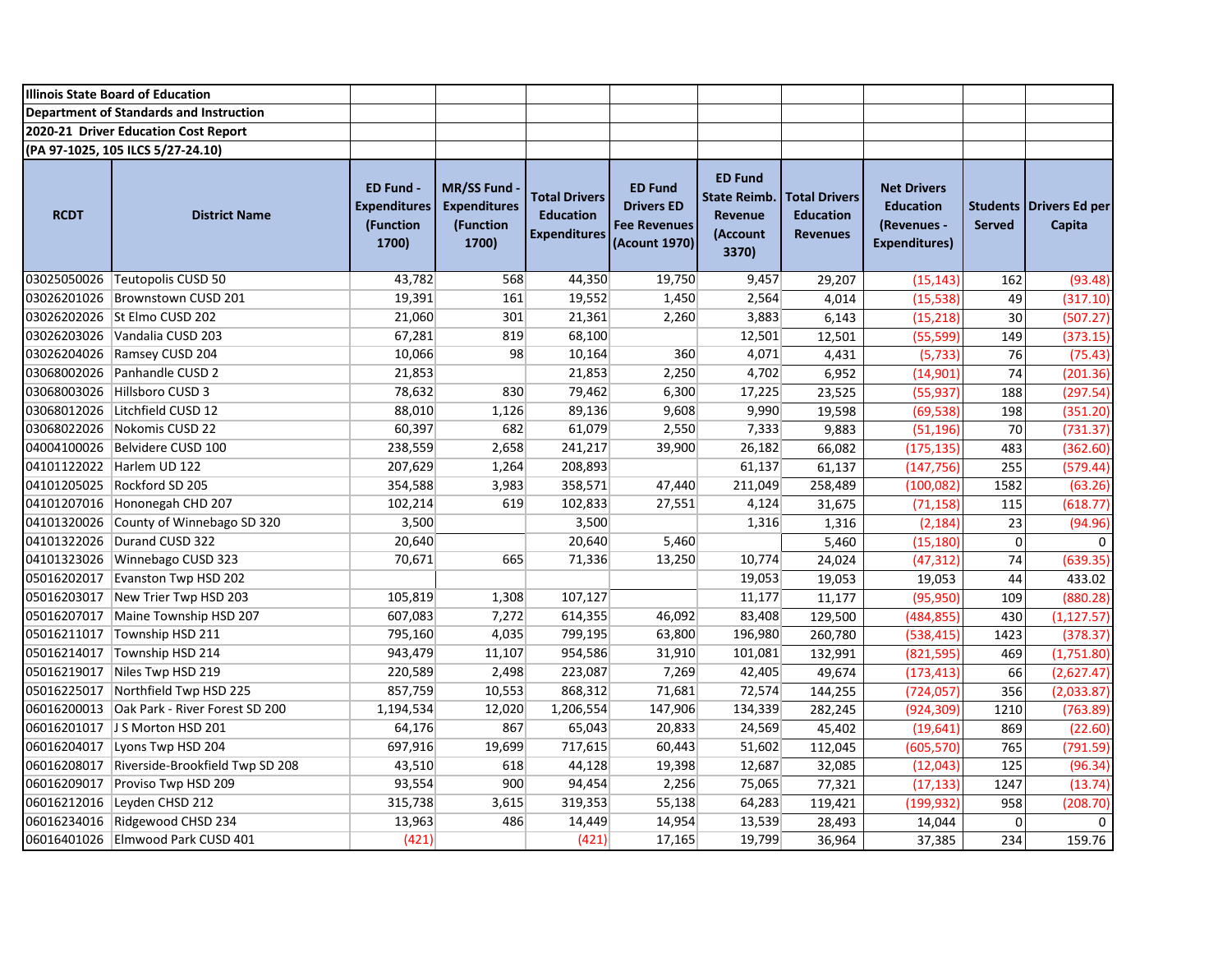**Illinois State Board of Education**

**Department of Standards and Instruction**

**2020-21 Driver Education Cost Report**

**(PA 97-1025, 105 ILCS 5/27-24.10)**

| RCDT | District Name | ED Fund - Expenditures (Function 1700) | MR/SS Fund - Expenditures (Function 1700) | Total Drivers Education Expenditures | ED Fund Drivers ED Fee Revenues (Acount 1970) | ED Fund State Reimb. Revenue (Account 3370) | Total Drivers Education Revenues | Net Drivers Education (Revenues - Expenditures) | Students Served | Drivers Ed per Capita |
|---|---|---|---|---|---|---|---|---|---|---|
| 03025050026 | Teutopolis CUSD 50 | 43,782 | 568 | 44,350 | 19,750 | 9,457 | 29,207 | (15,143) | 162 | (93.48) |
| 03026201026 | Brownstown CUSD 201 | 19,391 | 161 | 19,552 | 1,450 | 2,564 | 4,014 | (15,538) | 49 | (317.10) |
| 03026202026 | St Elmo CUSD 202 | 21,060 | 301 | 21,361 | 2,260 | 3,883 | 6,143 | (15,218) | 30 | (507.27) |
| 03026203026 | Vandalia CUSD 203 | 67,281 | 819 | 68,100 | | 12,501 | 12,501 | (55,599) | 149 | (373.15) |
| 03026204026 | Ramsey CUSD 204 | 10,066 | 98 | 10,164 | 360 | 4,071 | 4,431 | (5,733) | 76 | (75.43) |
| 03068002026 | Panhandle CUSD 2 | 21,853 | | 21,853 | 2,250 | 4,702 | 6,952 | (14,901) | 74 | (201.36) |
| 03068003026 | Hillsboro CUSD 3 | 78,632 | 830 | 79,462 | 6,300 | 17,225 | 23,525 | (55,937) | 188 | (297.54) |
| 03068012026 | Litchfield CUSD 12 | 88,010 | 1,126 | 89,136 | 9,608 | 9,990 | 19,598 | (69,538) | 198 | (351.20) |
| 03068022026 | Nokomis CUSD 22 | 60,397 | 682 | 61,079 | 2,550 | 7,333 | 9,883 | (51,196) | 70 | (731.37) |
| 04004100026 | Belvidere CUSD 100 | 238,559 | 2,658 | 241,217 | 39,900 | 26,182 | 66,082 | (175,135) | 483 | (362.60) |
| 04101122022 | Harlem UD 122 | 207,629 | 1,264 | 208,893 | | 61,137 | 61,137 | (147,756) | 255 | (579.44) |
| 04101205025 | Rockford SD 205 | 354,588 | 3,983 | 358,571 | 47,440 | 211,049 | 258,489 | (100,082) | 1582 | (63.26) |
| 04101207016 | Hononegah CHD 207 | 102,214 | 619 | 102,833 | 27,551 | 4,124 | 31,675 | (71,158) | 115 | (618.77) |
| 04101320026 | County of Winnebago SD 320 | 3,500 | | 3,500 | | 1,316 | 1,316 | (2,184) | 23 | (94.96) |
| 04101322026 | Durand CUSD 322 | 20,640 | | 20,640 | 5,460 | | 5,460 | (15,180) | 0 | 0 |
| 04101323026 | Winnebago CUSD 323 | 70,671 | 665 | 71,336 | 13,250 | 10,774 | 24,024 | (47,312) | 74 | (639.35) |
| 05016202017 | Evanston Twp HSD 202 | | | | | 19,053 | 19,053 | 19,053 | 44 | 433.02 |
| 05016203017 | New Trier Twp HSD 203 | 105,819 | 1,308 | 107,127 | | 11,177 | 11,177 | (95,950) | 109 | (880.28) |
| 05016207017 | Maine Township HSD 207 | 607,083 | 7,272 | 614,355 | 46,092 | 83,408 | 129,500 | (484,855) | 430 | (1,127.57) |
| 05016211017 | Township HSD 211 | 795,160 | 4,035 | 799,195 | 63,800 | 196,980 | 260,780 | (538,415) | 1423 | (378.37) |
| 05016214017 | Township HSD 214 | 943,479 | 11,107 | 954,586 | 31,910 | 101,081 | 132,991 | (821,595) | 469 | (1,751.80) |
| 05016219017 | Niles Twp HSD 219 | 220,589 | 2,498 | 223,087 | 7,269 | 42,405 | 49,674 | (173,413) | 66 | (2,627.47) |
| 05016225017 | Northfield Twp HSD 225 | 857,759 | 10,553 | 868,312 | 71,681 | 72,574 | 144,255 | (724,057) | 356 | (2,033.87) |
| 06016200013 | Oak Park - River Forest SD 200 | 1,194,534 | 12,020 | 1,206,554 | 147,906 | 134,339 | 282,245 | (924,309) | 1210 | (763.89) |
| 06016201017 | J S Morton HSD 201 | 64,176 | 867 | 65,043 | 20,833 | 24,569 | 45,402 | (19,641) | 869 | (22.60) |
| 06016204017 | Lyons Twp HSD 204 | 697,916 | 19,699 | 717,615 | 60,443 | 51,602 | 112,045 | (605,570) | 765 | (791.59) |
| 06016208017 | Riverside-Brookfield Twp SD 208 | 43,510 | 618 | 44,128 | 19,398 | 12,687 | 32,085 | (12,043) | 125 | (96.34) |
| 06016209017 | Proviso Twp HSD 209 | 93,554 | 900 | 94,454 | 2,256 | 75,065 | 77,321 | (17,133) | 1247 | (13.74) |
| 06016212016 | Leyden CHSD 212 | 315,738 | 3,615 | 319,353 | 55,138 | 64,283 | 119,421 | (199,932) | 958 | (208.70) |
| 06016234016 | Ridgewood CHSD 234 | 13,963 | 486 | 14,449 | 14,954 | 13,539 | 28,493 | 14,044 | 0 | 0 |
| 06016401026 | Elmwood Park CUSD 401 | (421) | | (421) | 17,165 | 19,799 | 36,964 | 37,385 | 234 | 159.76 |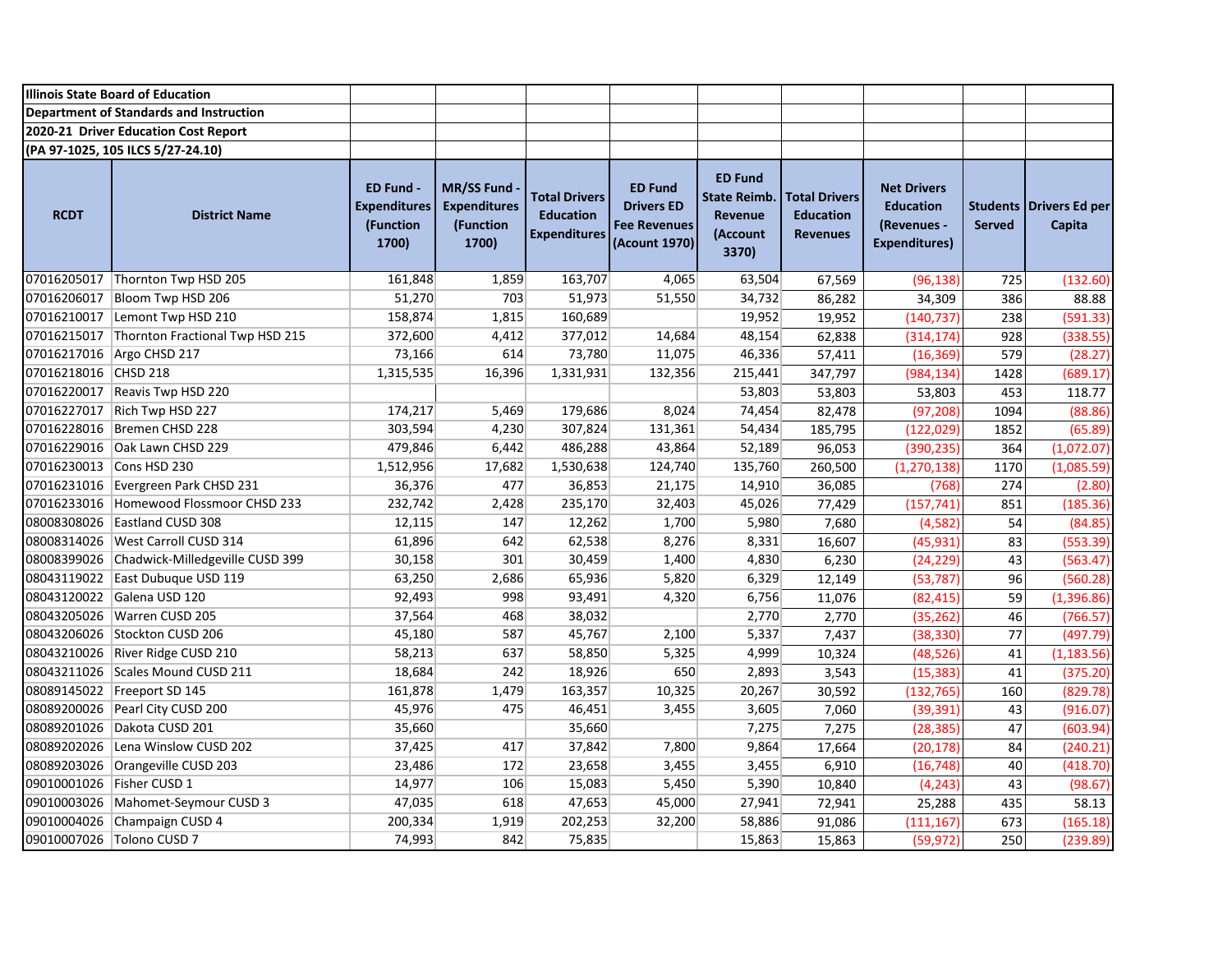**Illinois State Board of Education**

**Department of Standards and Instruction**

**2020-21 Driver Education Cost Report**

**(PA 97-1025, 105 ILCS 5/27-24.10)**

| RCDT | District Name | ED Fund - Expenditures (Function 1700) | MR/SS Fund - Expenditures (Function 1700) | Total Drivers Education Expenditures | ED Fund Drivers ED Fee Revenues (Acount 1970) | ED Fund State Reimb. Revenue (Account 3370) | Total Drivers Education Revenues | Net Drivers Education (Revenues - Expenditures) | Students Served | Drivers Ed per Capita |
|---|---|---|---|---|---|---|---|---|---|---|
| 07016205017 | Thornton Twp HSD 205 | 161,848 | 1,859 | 163,707 | 4,065 | 63,504 | 67,569 | (96,138) | 725 | (132.60) |
| 07016206017 | Bloom Twp HSD 206 | 51,270 | 703 | 51,973 | 51,550 | 34,732 | 86,282 | 34,309 | 386 | 88.88 |
| 07016210017 | Lemont Twp HSD 210 | 158,874 | 1,815 | 160,689 | | 19,952 | 19,952 | (140,737) | 238 | (591.33) |
| 07016215017 | Thornton Fractional Twp HSD 215 | 372,600 | 4,412 | 377,012 | 14,684 | 48,154 | 62,838 | (314,174) | 928 | (338.55) |
| 07016217016 | Argo CHSD 217 | 73,166 | 614 | 73,780 | 11,075 | 46,336 | 57,411 | (16,369) | 579 | (28.27) |
| 07016218016 | CHSD 218 | 1,315,535 | 16,396 | 1,331,931 | 132,356 | 215,441 | 347,797 | (984,134) | 1428 | (689.17) |
| 07016220017 | Reavis Twp HSD 220 | | | | | 53,803 | 53,803 | 53,803 | 453 | 118.77 |
| 07016227017 | Rich Twp HSD 227 | 174,217 | 5,469 | 179,686 | 8,024 | 74,454 | 82,478 | (97,208) | 1094 | (88.86) |
| 07016228016 | Bremen CHSD 228 | 303,594 | 4,230 | 307,824 | 131,361 | 54,434 | 185,795 | (122,029) | 1852 | (65.89) |
| 07016229016 | Oak Lawn CHSD 229 | 479,846 | 6,442 | 486,288 | 43,864 | 52,189 | 96,053 | (390,235) | 364 | (1,072.07) |
| 07016230013 | Cons HSD 230 | 1,512,956 | 17,682 | 1,530,638 | 124,740 | 135,760 | 260,500 | (1,270,138) | 1170 | (1,085.59) |
| 07016231016 | Evergreen Park CHSD 231 | 36,376 | 477 | 36,853 | 21,175 | 14,910 | 36,085 | (768) | 274 | (2.80) |
| 07016233016 | Homewood Flossmoor CHSD 233 | 232,742 | 2,428 | 235,170 | 32,403 | 45,026 | 77,429 | (157,741) | 851 | (185.36) |
| 08008308026 | Eastland CUSD 308 | 12,115 | 147 | 12,262 | 1,700 | 5,980 | 7,680 | (4,582) | 54 | (84.85) |
| 08008314026 | West Carroll CUSD 314 | 61,896 | 642 | 62,538 | 8,276 | 8,331 | 16,607 | (45,931) | 83 | (553.39) |
| 08008399026 | Chadwick-Milledgeville CUSD 399 | 30,158 | 301 | 30,459 | 1,400 | 4,830 | 6,230 | (24,229) | 43 | (563.47) |
| 08043119022 | East Dubuque USD 119 | 63,250 | 2,686 | 65,936 | 5,820 | 6,329 | 12,149 | (53,787) | 96 | (560.28) |
| 08043120022 | Galena USD 120 | 92,493 | 998 | 93,491 | 4,320 | 6,756 | 11,076 | (82,415) | 59 | (1,396.86) |
| 08043205026 | Warren CUSD 205 | 37,564 | 468 | 38,032 | | 2,770 | 2,770 | (35,262) | 46 | (766.57) |
| 08043206026 | Stockton CUSD 206 | 45,180 | 587 | 45,767 | 2,100 | 5,337 | 7,437 | (38,330) | 77 | (497.79) |
| 08043210026 | River Ridge CUSD 210 | 58,213 | 637 | 58,850 | 5,325 | 4,999 | 10,324 | (48,526) | 41 | (1,183.56) |
| 08043211026 | Scales Mound CUSD 211 | 18,684 | 242 | 18,926 | 650 | 2,893 | 3,543 | (15,383) | 41 | (375.20) |
| 08089145022 | Freeport SD 145 | 161,878 | 1,479 | 163,357 | 10,325 | 20,267 | 30,592 | (132,765) | 160 | (829.78) |
| 08089200026 | Pearl City CUSD 200 | 45,976 | 475 | 46,451 | 3,455 | 3,605 | 7,060 | (39,391) | 43 | (916.07) |
| 08089201026 | Dakota CUSD 201 | 35,660 | | 35,660 | | 7,275 | 7,275 | (28,385) | 47 | (603.94) |
| 08089202026 | Lena Winslow CUSD 202 | 37,425 | 417 | 37,842 | 7,800 | 9,864 | 17,664 | (20,178) | 84 | (240.21) |
| 08089203026 | Orangeville CUSD 203 | 23,486 | 172 | 23,658 | 3,455 | 3,455 | 6,910 | (16,748) | 40 | (418.70) |
| 09010001026 | Fisher CUSD 1 | 14,977 | 106 | 15,083 | 5,450 | 5,390 | 10,840 | (4,243) | 43 | (98.67) |
| 09010003026 | Mahomet-Seymour CUSD 3 | 47,035 | 618 | 47,653 | 45,000 | 27,941 | 72,941 | 25,288 | 435 | 58.13 |
| 09010004026 | Champaign CUSD 4 | 200,334 | 1,919 | 202,253 | 32,200 | 58,886 | 91,086 | (111,167) | 673 | (165.18) |
| 09010007026 | Tolono CUSD 7 | 74,993 | 842 | 75,835 | | 15,863 | 15,863 | (59,972) | 250 | (239.89) |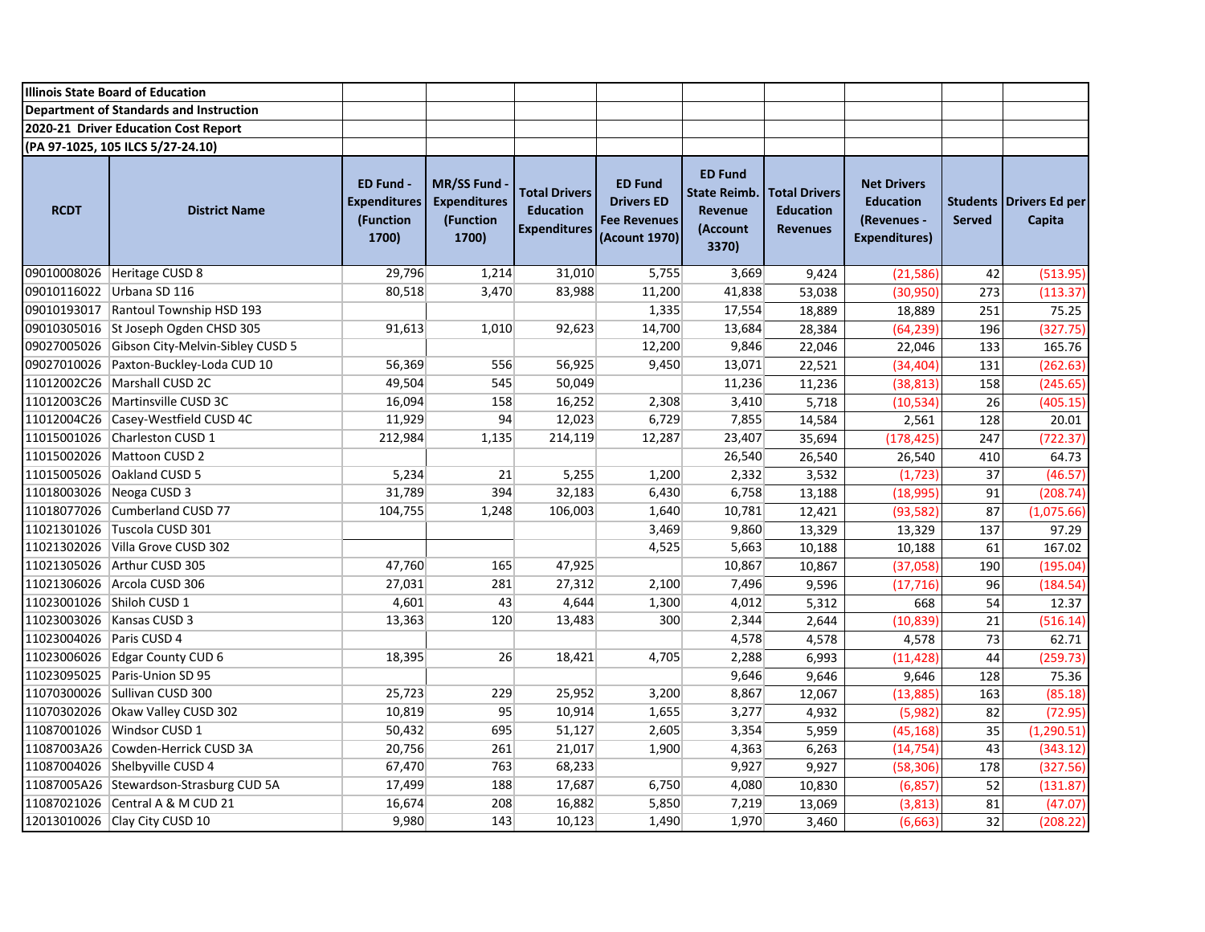**Illinois State Board of Education**

**Department of Standards and Instruction**

**2020-21 Driver Education Cost Report**

**(PA 97-1025, 105 ILCS 5/27-24.10)**

| RCDT | District Name | ED Fund - Expenditures (Function 1700) | MR/SS Fund - Expenditures (Function 1700) | Total Drivers Education Expenditures | ED Fund Drivers ED Fee Revenues (Acount 1970) | ED Fund State Reimb. Revenue (Account 3370) | Total Drivers Education Revenues | Net Drivers Education (Revenues - Expenditures) | Students Served | Drivers Ed per Capita |
|---|---|---|---|---|---|---|---|---|---|---|
| 09010008026 | Heritage CUSD 8 | 29,796 | 1,214 | 31,010 | 5,755 | 3,669 | 9,424 | (21,586) | 42 | (513.95) |
| 09010116022 | Urbana SD 116 | 80,518 | 3,470 | 83,988 | 11,200 | 41,838 | 53,038 | (30,950) | 273 | (113.37) |
| 09010193017 | Rantoul Township HSD 193 | | | | 1,335 | 17,554 | 18,889 | 18,889 | 251 | 75.25 |
| 09010305016 | St Joseph Ogden CHSD 305 | 91,613 | 1,010 | 92,623 | 14,700 | 13,684 | 28,384 | (64,239) | 196 | (327.75) |
| 09027005026 | Gibson City-Melvin-Sibley CUSD 5 | | | | 12,200 | 9,846 | 22,046 | 22,046 | 133 | 165.76 |
| 09027010026 | Paxton-Buckley-Loda CUD 10 | 56,369 | 556 | 56,925 | 9,450 | 13,071 | 22,521 | (34,404) | 131 | (262.63) |
| 11012002C26 | Marshall CUSD 2C | 49,504 | 545 | 50,049 | | 11,236 | 11,236 | (38,813) | 158 | (245.65) |
| 11012003C26 | Martinsville CUSD 3C | 16,094 | 158 | 16,252 | 2,308 | 3,410 | 5,718 | (10,534) | 26 | (405.15) |
| 11012004C26 | Casey-Westfield CUSD 4C | 11,929 | 94 | 12,023 | 6,729 | 7,855 | 14,584 | 2,561 | 128 | 20.01 |
| 11015001026 | Charleston CUSD 1 | 212,984 | 1,135 | 214,119 | 12,287 | 23,407 | 35,694 | (178,425) | 247 | (722.37) |
| 11015002026 | Mattoon CUSD 2 | | | | | 26,540 | 26,540 | 26,540 | 410 | 64.73 |
| 11015005026 | Oakland CUSD 5 | 5,234 | 21 | 5,255 | 1,200 | 2,332 | 3,532 | (1,723) | 37 | (46.57) |
| 11018003026 | Neoga CUSD 3 | 31,789 | 394 | 32,183 | 6,430 | 6,758 | 13,188 | (18,995) | 91 | (208.74) |
| 11018077026 | Cumberland CUSD 77 | 104,755 | 1,248 | 106,003 | 1,640 | 10,781 | 12,421 | (93,582) | 87 | (1,075.66) |
| 11021301026 | Tuscola CUSD 301 | | | | 3,469 | 9,860 | 13,329 | 13,329 | 137 | 97.29 |
| 11021302026 | Villa Grove CUSD 302 | | | | 4,525 | 5,663 | 10,188 | 10,188 | 61 | 167.02 |
| 11021305026 | Arthur CUSD 305 | 47,760 | 165 | 47,925 | | 10,867 | 10,867 | (37,058) | 190 | (195.04) |
| 11021306026 | Arcola CUSD 306 | 27,031 | 281 | 27,312 | 2,100 | 7,496 | 9,596 | (17,716) | 96 | (184.54) |
| 11023001026 | Shiloh CUSD 1 | 4,601 | 43 | 4,644 | 1,300 | 4,012 | 5,312 | 668 | 54 | 12.37 |
| 11023003026 | Kansas CUSD 3 | 13,363 | 120 | 13,483 | 300 | 2,344 | 2,644 | (10,839) | 21 | (516.14) |
| 11023004026 | Paris CUSD 4 | | | | | 4,578 | 4,578 | 4,578 | 73 | 62.71 |
| 11023006026 | Edgar County CUD 6 | 18,395 | 26 | 18,421 | 4,705 | 2,288 | 6,993 | (11,428) | 44 | (259.73) |
| 11023095025 | Paris-Union SD 95 | | | | | 9,646 | 9,646 | 9,646 | 128 | 75.36 |
| 11070300026 | Sullivan CUSD 300 | 25,723 | 229 | 25,952 | 3,200 | 8,867 | 12,067 | (13,885) | 163 | (85.18) |
| 11070302026 | Okaw Valley CUSD 302 | 10,819 | 95 | 10,914 | 1,655 | 3,277 | 4,932 | (5,982) | 82 | (72.95) |
| 11087001026 | Windsor CUSD 1 | 50,432 | 695 | 51,127 | 2,605 | 3,354 | 5,959 | (45,168) | 35 | (1,290.51) |
| 11087003A26 | Cowden-Herrick CUSD 3A | 20,756 | 261 | 21,017 | 1,900 | 4,363 | 6,263 | (14,754) | 43 | (343.12) |
| 11087004026 | Shelbyville CUSD 4 | 67,470 | 763 | 68,233 | | 9,927 | 9,927 | (58,306) | 178 | (327.56) |
| 11087005A26 | Stewardson-Strasburg CUD 5A | 17,499 | 188 | 17,687 | 6,750 | 4,080 | 10,830 | (6,857) | 52 | (131.87) |
| 11087021026 | Central A & M CUD 21 | 16,674 | 208 | 16,882 | 5,850 | 7,219 | 13,069 | (3,813) | 81 | (47.07) |
| 12013010026 | Clay City CUSD 10 | 9,980 | 143 | 10,123 | 1,490 | 1,970 | 3,460 | (6,663) | 32 | (208.22) |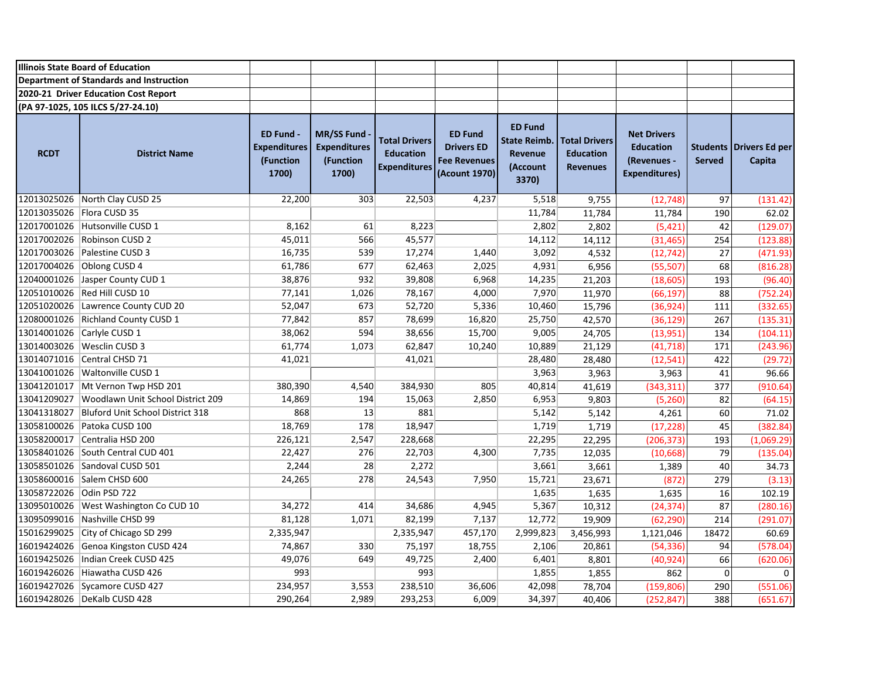**Illinois State Board of Education**

**Department of Standards and Instruction**

**2020-21 Driver Education Cost Report**

**(PA 97-1025, 105 ILCS 5/27-24.10)**

| RCDT | District Name | ED Fund - Expenditures (Function 1700) | MR/SS Fund - Expenditures (Function 1700) | Total Drivers Education Expenditures | ED Fund Drivers ED Fee Revenues (Acount 1970) | ED Fund State Reimb. Revenue (Account 3370) | Total Drivers Education Revenues | Net Drivers Education (Revenues - Expenditures) | Students Served | Drivers Ed per Capita |
|---|---|---|---|---|---|---|---|---|---|---|
| 12013025026 | North Clay CUSD 25 | 22,200 | 303 | 22,503 | 4,237 | 5,518 | 9,755 | (12,748) | 97 | (131.42) |
| 12013035026 | Flora CUSD 35 | | | | | 11,784 | 11,784 | 11,784 | 190 | 62.02 |
| 12017001026 | Hutsonville CUSD 1 | 8,162 | 61 | 8,223 | | 2,802 | 2,802 | (5,421) | 42 | (129.07) |
| 12017002026 | Robinson CUSD 2 | 45,011 | 566 | 45,577 | | 14,112 | 14,112 | (31,465) | 254 | (123.88) |
| 12017003026 | Palestine CUSD 3 | 16,735 | 539 | 17,274 | 1,440 | 3,092 | 4,532 | (12,742) | 27 | (471.93) |
| 12017004026 | Oblong CUSD 4 | 61,786 | 677 | 62,463 | 2,025 | 4,931 | 6,956 | (55,507) | 68 | (816.28) |
| 12040001026 | Jasper County CUD 1 | 38,876 | 932 | 39,808 | 6,968 | 14,235 | 21,203 | (18,605) | 193 | (96.40) |
| 12051010026 | Red Hill CUSD 10 | 77,141 | 1,026 | 78,167 | 4,000 | 7,970 | 11,970 | (66,197) | 88 | (752.24) |
| 12051020026 | Lawrence County CUD 20 | 52,047 | 673 | 52,720 | 5,336 | 10,460 | 15,796 | (36,924) | 111 | (332.65) |
| 12080001026 | Richland County CUSD 1 | 77,842 | 857 | 78,699 | 16,820 | 25,750 | 42,570 | (36,129) | 267 | (135.31) |
| 13014001026 | Carlyle CUSD 1 | 38,062 | 594 | 38,656 | 15,700 | 9,005 | 24,705 | (13,951) | 134 | (104.11) |
| 13014003026 | Wesclin CUSD 3 | 61,774 | 1,073 | 62,847 | 10,240 | 10,889 | 21,129 | (41,718) | 171 | (243.96) |
| 13014071016 | Central CHSD 71 | 41,021 | | 41,021 | | 28,480 | 28,480 | (12,541) | 422 | (29.72) |
| 13041001026 | Waltonville CUSD 1 | | | | | 3,963 | 3,963 | 3,963 | 41 | 96.66 |
| 13041201017 | Mt Vernon Twp HSD 201 | 380,390 | 4,540 | 384,930 | 805 | 40,814 | 41,619 | (343,311) | 377 | (910.64) |
| 13041209027 | Woodlawn Unit School District 209 | 14,869 | 194 | 15,063 | 2,850 | 6,953 | 9,803 | (5,260) | 82 | (64.15) |
| 13041318027 | Bluford Unit School District 318 | 868 | 13 | 881 | | 5,142 | 5,142 | 4,261 | 60 | 71.02 |
| 13058100026 | Patoka CUSD 100 | 18,769 | 178 | 18,947 | | 1,719 | 1,719 | (17,228) | 45 | (382.84) |
| 13058200017 | Centralia HSD 200 | 226,121 | 2,547 | 228,668 | | 22,295 | 22,295 | (206,373) | 193 | (1,069.29) |
| 13058401026 | South Central CUD 401 | 22,427 | 276 | 22,703 | 4,300 | 7,735 | 12,035 | (10,668) | 79 | (135.04) |
| 13058501026 | Sandoval CUSD 501 | 2,244 | 28 | 2,272 | | 3,661 | 3,661 | 1,389 | 40 | 34.73 |
| 13058600016 | Salem CHSD 600 | 24,265 | 278 | 24,543 | 7,950 | 15,721 | 23,671 | (872) | 279 | (3.13) |
| 13058722026 | Odin PSD 722 | | | | | 1,635 | 1,635 | 1,635 | 16 | 102.19 |
| 13095010026 | West Washington Co CUD 10 | 34,272 | 414 | 34,686 | 4,945 | 5,367 | 10,312 | (24,374) | 87 | (280.16) |
| 13095099016 | Nashville CHSD 99 | 81,128 | 1,071 | 82,199 | 7,137 | 12,772 | 19,909 | (62,290) | 214 | (291.07) |
| 15016299025 | City of Chicago SD 299 | 2,335,947 | | 2,335,947 | 457,170 | 2,999,823 | 3,456,993 | 1,121,046 | 18472 | 60.69 |
| 16019424026 | Genoa Kingston CUSD 424 | 74,867 | 330 | 75,197 | 18,755 | 2,106 | 20,861 | (54,336) | 94 | (578.04) |
| 16019425026 | Indian Creek CUSD 425 | 49,076 | 649 | 49,725 | 2,400 | 6,401 | 8,801 | (40,924) | 66 | (620.06) |
| 16019426026 | Hiawatha CUSD 426 | 993 | | 993 | | 1,855 | 1,855 | 862 | 0 | 0 |
| 16019427026 | Sycamore CUSD 427 | 234,957 | 3,553 | 238,510 | 36,606 | 42,098 | 78,704 | (159,806) | 290 | (551.06) |
| 16019428026 | DeKalb CUSD 428 | 290,264 | 2,989 | 293,253 | 6,009 | 34,397 | 40,406 | (252,847) | 388 | (651.67) |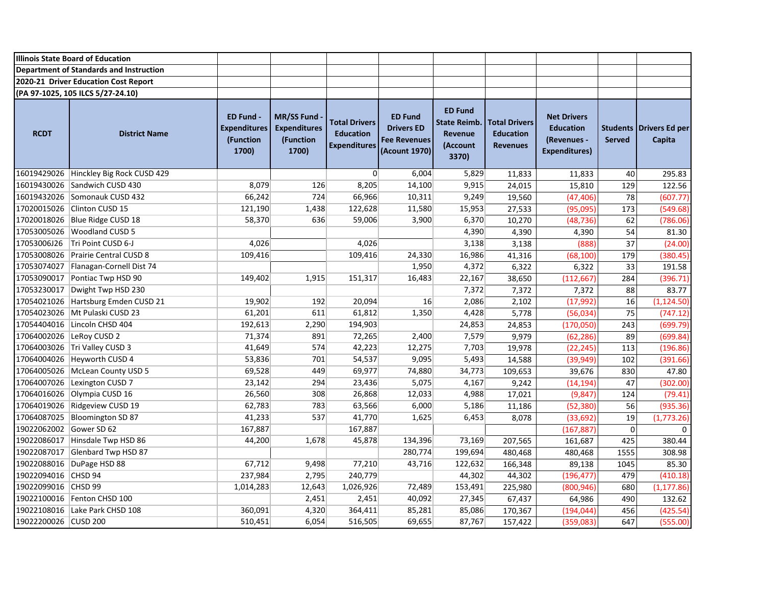**Illinois State Board of Education**

**Department of Standards and Instruction**

**2020-21 Driver Education Cost Report**

**(PA 97-1025, 105 ILCS 5/27-24.10)**

| RCDT | District Name | ED Fund - Expenditures (Function 1700) | MR/SS Fund - Expenditures (Function 1700) | Total Drivers Education Expenditures | ED Fund Drivers ED Fee Revenues (Acount 1970) | ED Fund State Reimb. Revenue (Account 3370) | Total Drivers Education Revenues | Net Drivers Education (Revenues - Expenditures) | Students Served | Drivers Ed per Capita |
|---|---|---|---|---|---|---|---|---|---|---|
| 16019429026 | Hinckley Big Rock CUSD 429 | | | 0 | 6,004 | 5,829 | 11,833 | 11,833 | 40 | 295.83 |
| 16019430026 | Sandwich CUSD 430 | 8,079 | 126 | 8,205 | 14,100 | 9,915 | 24,015 | 15,810 | 129 | 122.56 |
| 16019432026 | Somonauk CUSD 432 | 66,242 | 724 | 66,966 | 10,311 | 9,249 | 19,560 | (47,406) | 78 | (607.77) |
| 17020015026 | Clinton CUSD 15 | 121,190 | 1,438 | 122,628 | 11,580 | 15,953 | 27,533 | (95,095) | 173 | (549.68) |
| 17020018026 | Blue Ridge CUSD 18 | 58,370 | 636 | 59,006 | 3,900 | 6,370 | 10,270 | (48,736) | 62 | (786.06) |
| 17053005026 | Woodland CUSD 5 | | | | | 4,390 | 4,390 | 4,390 | 54 | 81.30 |
| 17053006J26 | Tri Point CUSD 6-J | 4,026 | | 4,026 | | 3,138 | 3,138 | (888) | 37 | (24.00) |
| 17053008026 | Prairie Central CUSD 8 | 109,416 | | 109,416 | 24,330 | 16,986 | 41,316 | (68,100) | 179 | (380.45) |
| 17053074027 | Flanagan-Cornell Dist 74 | | | | 1,950 | 4,372 | 6,322 | 6,322 | 33 | 191.58 |
| 17053090017 | Pontiac Twp HSD 90 | 149,402 | 1,915 | 151,317 | 16,483 | 22,167 | 38,650 | (112,667) | 284 | (396.71) |
| 17053230017 | Dwight Twp HSD 230 | | | | | 7,372 | 7,372 | 7,372 | 88 | 83.77 |
| 17054021026 | Hartsburg Emden CUSD 21 | 19,902 | 192 | 20,094 | 16 | 2,086 | 2,102 | (17,992) | 16 | (1,124.50) |
| 17054023026 | Mt Pulaski CUSD 23 | 61,201 | 611 | 61,812 | 1,350 | 4,428 | 5,778 | (56,034) | 75 | (747.12) |
| 17054404016 | Lincoln CHSD 404 | 192,613 | 2,290 | 194,903 | | 24,853 | 24,853 | (170,050) | 243 | (699.79) |
| 17064002026 | LeRoy CUSD 2 | 71,374 | 891 | 72,265 | 2,400 | 7,579 | 9,979 | (62,286) | 89 | (699.84) |
| 17064003026 | Tri Valley CUSD 3 | 41,649 | 574 | 42,223 | 12,275 | 7,703 | 19,978 | (22,245) | 113 | (196.86) |
| 17064004026 | Heyworth CUSD 4 | 53,836 | 701 | 54,537 | 9,095 | 5,493 | 14,588 | (39,949) | 102 | (391.66) |
| 17064005026 | McLean County USD 5 | 69,528 | 449 | 69,977 | 74,880 | 34,773 | 109,653 | 39,676 | 830 | 47.80 |
| 17064007026 | Lexington CUSD 7 | 23,142 | 294 | 23,436 | 5,075 | 4,167 | 9,242 | (14,194) | 47 | (302.00) |
| 17064016026 | Olympia CUSD 16 | 26,560 | 308 | 26,868 | 12,033 | 4,988 | 17,021 | (9,847) | 124 | (79.41) |
| 17064019026 | Ridgeview CUSD 19 | 62,783 | 783 | 63,566 | 6,000 | 5,186 | 11,186 | (52,380) | 56 | (935.36) |
| 17064087025 | Bloomington SD 87 | 41,233 | 537 | 41,770 | 1,625 | 6,453 | 8,078 | (33,692) | 19 | (1,773.26) |
| 19022062002 | Gower SD 62 | 167,887 | | 167,887 | | | | (167,887) | 0 | 0 |
| 19022086017 | Hinsdale Twp HSD 86 | 44,200 | 1,678 | 45,878 | 134,396 | 73,169 | 207,565 | 161,687 | 425 | 380.44 |
| 19022087017 | Glenbard Twp HSD 87 | | | | 280,774 | 199,694 | 480,468 | 480,468 | 1555 | 308.98 |
| 19022088016 | DuPage HSD 88 | 67,712 | 9,498 | 77,210 | 43,716 | 122,632 | 166,348 | 89,138 | 1045 | 85.30 |
| 19022094016 | CHSD 94 | 237,984 | 2,795 | 240,779 | | 44,302 | 44,302 | (196,477) | 479 | (410.18) |
| 19022099016 | CHSD 99 | 1,014,283 | 12,643 | 1,026,926 | 72,489 | 153,491 | 225,980 | (800,946) | 680 | (1,177.86) |
| 19022100016 | Fenton CHSD 100 | | 2,451 | 2,451 | 40,092 | 27,345 | 67,437 | 64,986 | 490 | 132.62 |
| 19022108016 | Lake Park CHSD 108 | 360,091 | 4,320 | 364,411 | 85,281 | 85,086 | 170,367 | (194,044) | 456 | (425.54) |
| 19022200026 | CUSD 200 | 510,451 | 6,054 | 516,505 | 69,655 | 87,767 | 157,422 | (359,083) | 647 | (555.00) |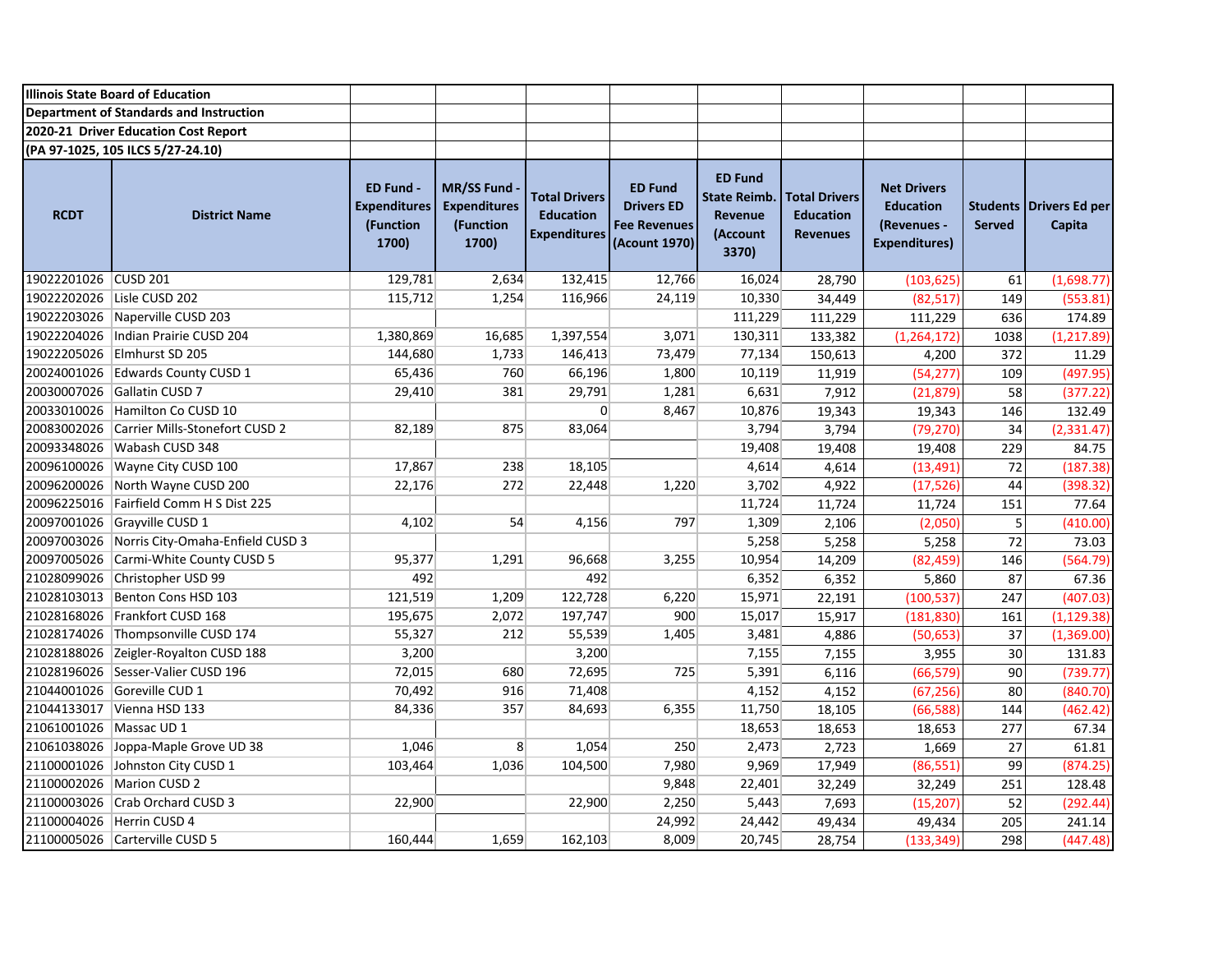**Illinois State Board of Education**

**Department of Standards and Instruction**

**2020-21 Driver Education Cost Report**

**(PA 97-1025, 105 ILCS 5/27-24.10)**

| RCDT | District Name | ED Fund - Expenditures (Function 1700) | MR/SS Fund - Expenditures (Function 1700) | Total Drivers Education Expenditures | ED Fund Drivers ED Fee Revenues (Acount 1970) | ED Fund State Reimb. Revenue (Account 3370) | Total Drivers Education Revenues | Net Drivers Education (Revenues - Expenditures) | Students Served | Drivers Ed per Capita |
|---|---|---|---|---|---|---|---|---|---|---|
| 19022201026 | CUSD 201 | 129,781 | 2,634 | 132,415 | 12,766 | 16,024 | 28,790 | (103,625) | 61 | (1,698.77) |
| 19022202026 | Lisle CUSD 202 | 115,712 | 1,254 | 116,966 | 24,119 | 10,330 | 34,449 | (82,517) | 149 | (553.81) |
| 19022203026 | Naperville CUSD 203 | | | | | 111,229 | 111,229 | 111,229 | 636 | 174.89 |
| 19022204026 | Indian Prairie CUSD 204 | 1,380,869 | 16,685 | 1,397,554 | 3,071 | 130,311 | 133,382 | (1,264,172) | 1038 | (1,217.89) |
| 19022205026 | Elmhurst SD 205 | 144,680 | 1,733 | 146,413 | 73,479 | 77,134 | 150,613 | 4,200 | 372 | 11.29 |
| 20024001026 | Edwards County CUSD 1 | 65,436 | 760 | 66,196 | 1,800 | 10,119 | 11,919 | (54,277) | 109 | (497.95) |
| 20030007026 | Gallatin CUSD 7 | 29,410 | 381 | 29,791 | 1,281 | 6,631 | 7,912 | (21,879) | 58 | (377.22) |
| 20033010026 | Hamilton Co CUSD 10 | | | 0 | 8,467 | 10,876 | 19,343 | 19,343 | 146 | 132.49 |
| 20083002026 | Carrier Mills-Stonefort CUSD 2 | 82,189 | 875 | 83,064 | | 3,794 | 3,794 | (79,270) | 34 | (2,331.47) |
| 20093348026 | Wabash CUSD 348 | | | | | 19,408 | 19,408 | 19,408 | 229 | 84.75 |
| 20096100026 | Wayne City CUSD 100 | 17,867 | 238 | 18,105 | | 4,614 | 4,614 | (13,491) | 72 | (187.38) |
| 20096200026 | North Wayne CUSD 200 | 22,176 | 272 | 22,448 | 1,220 | 3,702 | 4,922 | (17,526) | 44 | (398.32) |
| 20096225016 | Fairfield Comm H S Dist 225 | | | | | 11,724 | 11,724 | 11,724 | 151 | 77.64 |
| 20097001026 | Grayville CUSD 1 | 4,102 | 54 | 4,156 | 797 | 1,309 | 2,106 | (2,050) | 5 | (410.00) |
| 20097003026 | Norris City-Omaha-Enfield CUSD 3 | | | | | 5,258 | 5,258 | 5,258 | 72 | 73.03 |
| 20097005026 | Carmi-White County CUSD 5 | 95,377 | 1,291 | 96,668 | 3,255 | 10,954 | 14,209 | (82,459) | 146 | (564.79) |
| 21028099026 | Christopher USD 99 | 492 | | 492 | | 6,352 | 6,352 | 5,860 | 87 | 67.36 |
| 21028103013 | Benton Cons HSD 103 | 121,519 | 1,209 | 122,728 | 6,220 | 15,971 | 22,191 | (100,537) | 247 | (407.03) |
| 21028168026 | Frankfort CUSD 168 | 195,675 | 2,072 | 197,747 | 900 | 15,017 | 15,917 | (181,830) | 161 | (1,129.38) |
| 21028174026 | Thompsonville CUSD 174 | 55,327 | 212 | 55,539 | 1,405 | 3,481 | 4,886 | (50,653) | 37 | (1,369.00) |
| 21028188026 | Zeigler-Royalton CUSD 188 | 3,200 | | 3,200 | | 7,155 | 7,155 | 3,955 | 30 | 131.83 |
| 21028196026 | Sesser-Valier CUSD 196 | 72,015 | 680 | 72,695 | 725 | 5,391 | 6,116 | (66,579) | 90 | (739.77) |
| 21044001026 | Goreville CUD 1 | 70,492 | 916 | 71,408 | | 4,152 | 4,152 | (67,256) | 80 | (840.70) |
| 21044133017 | Vienna HSD 133 | 84,336 | 357 | 84,693 | 6,355 | 11,750 | 18,105 | (66,588) | 144 | (462.42) |
| 21061001026 | Massac UD 1 | | | | | 18,653 | 18,653 | 18,653 | 277 | 67.34 |
| 21061038026 | Joppa-Maple Grove UD 38 | 1,046 | 8 | 1,054 | 250 | 2,473 | 2,723 | 1,669 | 27 | 61.81 |
| 21100001026 | Johnston City CUSD 1 | 103,464 | 1,036 | 104,500 | 7,980 | 9,969 | 17,949 | (86,551) | 99 | (874.25) |
| 21100002026 | Marion CUSD 2 | | | | 9,848 | 22,401 | 32,249 | 32,249 | 251 | 128.48 |
| 21100003026 | Crab Orchard CUSD 3 | 22,900 | | 22,900 | 2,250 | 5,443 | 7,693 | (15,207) | 52 | (292.44) |
| 21100004026 | Herrin CUSD 4 | | | | 24,992 | 24,442 | 49,434 | 49,434 | 205 | 241.14 |
| 21100005026 | Carterville CUSD 5 | 160,444 | 1,659 | 162,103 | 8,009 | 20,745 | 28,754 | (133,349) | 298 | (447.48) |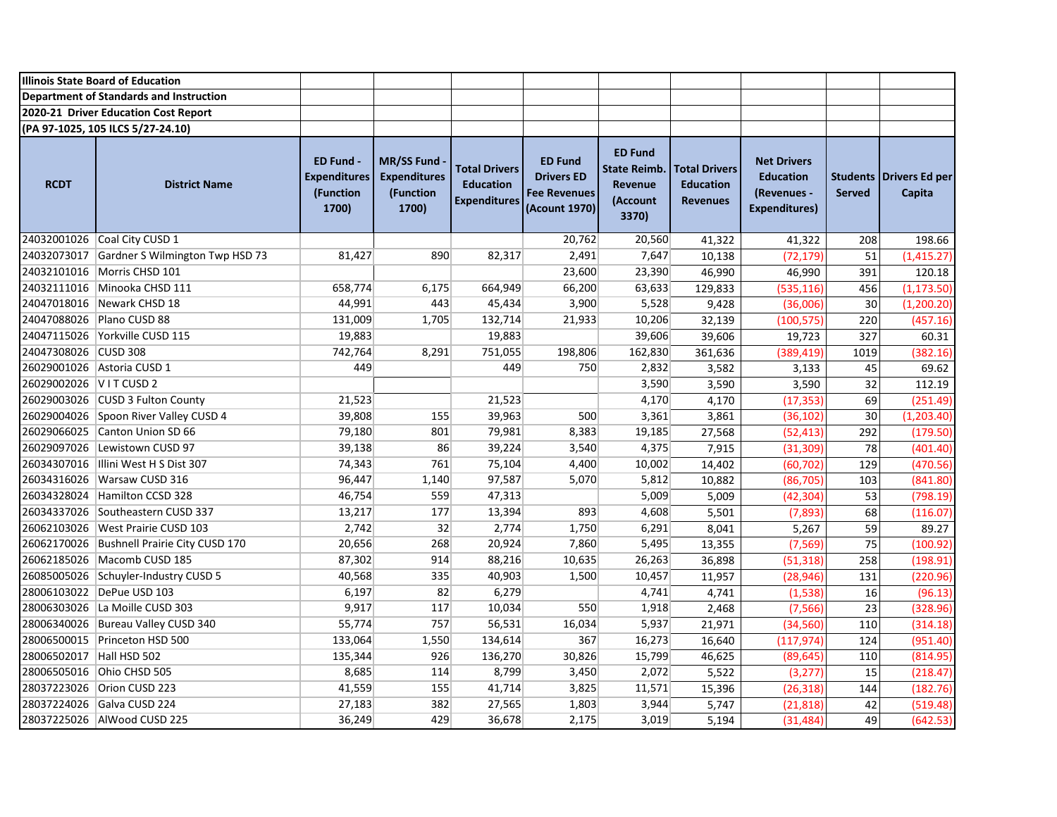**Illinois State Board of Education**

**Department of Standards and Instruction**

**2020-21 Driver Education Cost Report**

**(PA 97-1025, 105 ILCS 5/27-24.10)**

| RCDT | District Name | ED Fund - Expenditures (Function 1700) | MR/SS Fund - Expenditures (Function 1700) | Total Drivers Education Expenditures | ED Fund Drivers ED Fee Revenues (Acount 1970) | ED Fund State Reimb. Revenue (Account 3370) | Total Drivers Education Revenues | Net Drivers Education (Revenues - Expenditures) | Students Served | Drivers Ed per Capita |
|---|---|---|---|---|---|---|---|---|---|---|
| 24032001026 | Coal City CUSD 1 | | | | 20,762 | 20,560 | 41,322 | 41,322 | 208 | 198.66 |
| 24032073017 | Gardner S Wilmington Twp HSD 73 | 81,427 | 890 | 82,317 | 2,491 | 7,647 | 10,138 | (72,179) | 51 | (1,415.27) |
| 24032101016 | Morris CHSD 101 | | | | 23,600 | 23,390 | 46,990 | 46,990 | 391 | 120.18 |
| 24032111016 | Minooka CHSD 111 | 658,774 | 6,175 | 664,949 | 66,200 | 63,633 | 129,833 | (535,116) | 456 | (1,173.50) |
| 24047018016 | Newark CHSD 18 | 44,991 | 443 | 45,434 | 3,900 | 5,528 | 9,428 | (36,006) | 30 | (1,200.20) |
| 24047088026 | Plano CUSD 88 | 131,009 | 1,705 | 132,714 | 21,933 | 10,206 | 32,139 | (100,575) | 220 | (457.16) |
| 24047115026 | Yorkville CUSD 115 | 19,883 | | 19,883 | | 39,606 | 39,606 | 19,723 | 327 | 60.31 |
| 24047308026 | CUSD 308 | 742,764 | 8,291 | 751,055 | 198,806 | 162,830 | 361,636 | (389,419) | 1019 | (382.16) |
| 26029001026 | Astoria CUSD 1 | 449 | | 449 | 750 | 2,832 | 3,582 | 3,133 | 45 | 69.62 |
| 26029002026 | V I T CUSD 2 | | | | | 3,590 | 3,590 | 3,590 | 32 | 112.19 |
| 26029003026 | CUSD 3 Fulton County | 21,523 | | 21,523 | | 4,170 | 4,170 | (17,353) | 69 | (251.49) |
| 26029004026 | Spoon River Valley CUSD 4 | 39,808 | 155 | 39,963 | 500 | 3,361 | 3,861 | (36,102) | 30 | (1,203.40) |
| 26029066025 | Canton Union SD 66 | 79,180 | 801 | 79,981 | 8,383 | 19,185 | 27,568 | (52,413) | 292 | (179.50) |
| 26029097026 | Lewistown CUSD 97 | 39,138 | 86 | 39,224 | 3,540 | 4,375 | 7,915 | (31,309) | 78 | (401.40) |
| 26034307016 | Illini West H S Dist 307 | 74,343 | 761 | 75,104 | 4,400 | 10,002 | 14,402 | (60,702) | 129 | (470.56) |
| 26034316026 | Warsaw CUSD 316 | 96,447 | 1,140 | 97,587 | 5,070 | 5,812 | 10,882 | (86,705) | 103 | (841.80) |
| 26034328024 | Hamilton CCSD 328 | 46,754 | 559 | 47,313 | | 5,009 | 5,009 | (42,304) | 53 | (798.19) |
| 26034337026 | Southeastern CUSD 337 | 13,217 | 177 | 13,394 | 893 | 4,608 | 5,501 | (7,893) | 68 | (116.07) |
| 26062103026 | West Prairie CUSD 103 | 2,742 | 32 | 2,774 | 1,750 | 6,291 | 8,041 | 5,267 | 59 | 89.27 |
| 26062170026 | Bushnell Prairie City CUSD 170 | 20,656 | 268 | 20,924 | 7,860 | 5,495 | 13,355 | (7,569) | 75 | (100.92) |
| 26062185026 | Macomb CUSD 185 | 87,302 | 914 | 88,216 | 10,635 | 26,263 | 36,898 | (51,318) | 258 | (198.91) |
| 26085005026 | Schuyler-Industry CUSD 5 | 40,568 | 335 | 40,903 | 1,500 | 10,457 | 11,957 | (28,946) | 131 | (220.96) |
| 28006103022 | DePue USD 103 | 6,197 | 82 | 6,279 | | 4,741 | 4,741 | (1,538) | 16 | (96.13) |
| 28006303026 | La Moille CUSD 303 | 9,917 | 117 | 10,034 | 550 | 1,918 | 2,468 | (7,566) | 23 | (328.96) |
| 28006340026 | Bureau Valley CUSD 340 | 55,774 | 757 | 56,531 | 16,034 | 5,937 | 21,971 | (34,560) | 110 | (314.18) |
| 28006500015 | Princeton HSD 500 | 133,064 | 1,550 | 134,614 | 367 | 16,273 | 16,640 | (117,974) | 124 | (951.40) |
| 28006502017 | Hall HSD 502 | 135,344 | 926 | 136,270 | 30,826 | 15,799 | 46,625 | (89,645) | 110 | (814.95) |
| 28006505016 | Ohio CHSD 505 | 8,685 | 114 | 8,799 | 3,450 | 2,072 | 5,522 | (3,277) | 15 | (218.47) |
| 28037223026 | Orion CUSD 223 | 41,559 | 155 | 41,714 | 3,825 | 11,571 | 15,396 | (26,318) | 144 | (182.76) |
| 28037224026 | Galva CUSD 224 | 27,183 | 382 | 27,565 | 1,803 | 3,944 | 5,747 | (21,818) | 42 | (519.48) |
| 28037225026 | AlWood CUSD 225 | 36,249 | 429 | 36,678 | 2,175 | 3,019 | 5,194 | (31,484) | 49 | (642.53) |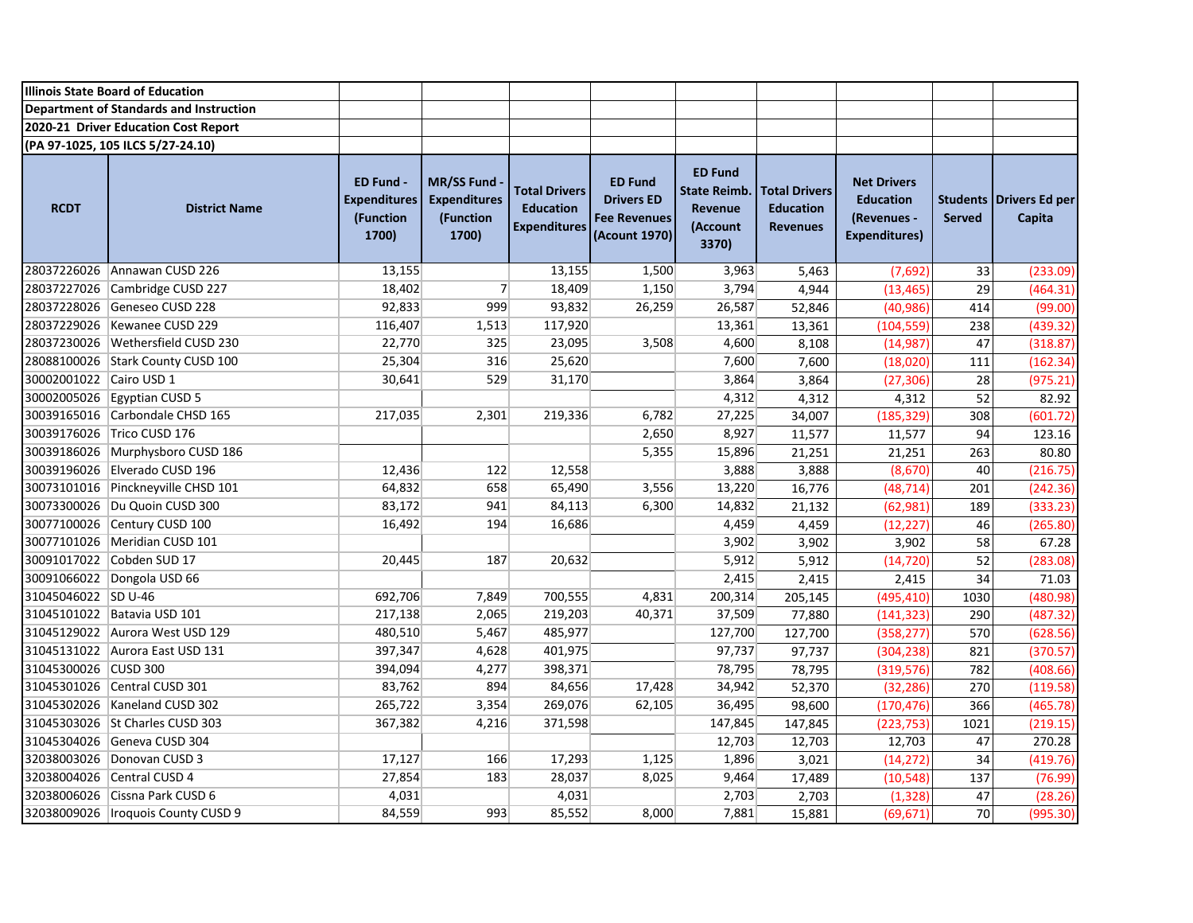**Illinois State Board of Education**
**Department of Standards and Instruction**
**2020-21 Driver Education Cost Report**
**(PA 97-1025, 105 ILCS 5/27-24.10)**

| RCDT | District Name | ED Fund - Expenditures (Function 1700) | MR/SS Fund - Expenditures (Function 1700) | Total Drivers Education Expenditures | ED Fund Drivers ED Fee Revenues (Acount 1970) | ED Fund State Reimb. Revenue (Account 3370) | Total Drivers Education Revenues | Net Drivers Education (Revenues - Expenditures) | Students Served | Drivers Ed per Capita |
|---|---|---|---|---|---|---|---|---|---|---|
| 28037226026 | Annawan CUSD 226 | 13,155 | | 13,155 | 1,500 | 3,963 | 5,463 | (7,692) | 33 | (233.09) |
| 28037227026 | Cambridge CUSD 227 | 18,402 | 7 | 18,409 | 1,150 | 3,794 | 4,944 | (13,465) | 29 | (464.31) |
| 28037228026 | Geneseo CUSD 228 | 92,833 | 999 | 93,832 | 26,259 | 26,587 | 52,846 | (40,986) | 414 | (99.00) |
| 28037229026 | Kewanee CUSD 229 | 116,407 | 1,513 | 117,920 | | 13,361 | 13,361 | (104,559) | 238 | (439.32) |
| 28037230026 | Wethersfield CUSD 230 | 22,770 | 325 | 23,095 | 3,508 | 4,600 | 8,108 | (14,987) | 47 | (318.87) |
| 28088100026 | Stark County CUSD 100 | 25,304 | 316 | 25,620 | | 7,600 | 7,600 | (18,020) | 111 | (162.34) |
| 30002001022 | Cairo USD 1 | 30,641 | 529 | 31,170 | | 3,864 | 3,864 | (27,306) | 28 | (975.21) |
| 30002005026 | Egyptian CUSD 5 | | | | | 4,312 | 4,312 | 4,312 | 52 | 82.92 |
| 30039165016 | Carbondale CHSD 165 | 217,035 | 2,301 | 219,336 | 6,782 | 27,225 | 34,007 | (185,329) | 308 | (601.72) |
| 30039176026 | Trico CUSD 176 | | | | 2,650 | 8,927 | 11,577 | 11,577 | 94 | 123.16 |
| 30039186026 | Murphysboro CUSD 186 | | | | 5,355 | 15,896 | 21,251 | 21,251 | 263 | 80.80 |
| 30039196026 | Elverado CUSD 196 | 12,436 | 122 | 12,558 | | 3,888 | 3,888 | (8,670) | 40 | (216.75) |
| 30073101016 | Pinckneyville CHSD 101 | 64,832 | 658 | 65,490 | 3,556 | 13,220 | 16,776 | (48,714) | 201 | (242.36) |
| 30073300026 | Du Quoin CUSD 300 | 83,172 | 941 | 84,113 | 6,300 | 14,832 | 21,132 | (62,981) | 189 | (333.23) |
| 30077100026 | Century CUSD 100 | 16,492 | 194 | 16,686 | | 4,459 | 4,459 | (12,227) | 46 | (265.80) |
| 30077101026 | Meridian CUSD 101 | | | | | 3,902 | 3,902 | 3,902 | 58 | 67.28 |
| 30091017022 | Cobden SUD 17 | 20,445 | 187 | 20,632 | | 5,912 | 5,912 | (14,720) | 52 | (283.08) |
| 30091066022 | Dongola USD 66 | | | | | 2,415 | 2,415 | 2,415 | 34 | 71.03 |
| 31045046022 | SD U-46 | 692,706 | 7,849 | 700,555 | 4,831 | 200,314 | 205,145 | (495,410) | 1030 | (480.98) |
| 31045101022 | Batavia USD 101 | 217,138 | 2,065 | 219,203 | 40,371 | 37,509 | 77,880 | (141,323) | 290 | (487.32) |
| 31045129022 | Aurora West USD 129 | 480,510 | 5,467 | 485,977 | | 127,700 | 127,700 | (358,277) | 570 | (628.56) |
| 31045131022 | Aurora East USD 131 | 397,347 | 4,628 | 401,975 | | 97,737 | 97,737 | (304,238) | 821 | (370.57) |
| 31045300026 | CUSD 300 | 394,094 | 4,277 | 398,371 | | 78,795 | 78,795 | (319,576) | 782 | (408.66) |
| 31045301026 | Central CUSD 301 | 83,762 | 894 | 84,656 | 17,428 | 34,942 | 52,370 | (32,286) | 270 | (119.58) |
| 31045302026 | Kaneland CUSD 302 | 265,722 | 3,354 | 269,076 | 62,105 | 36,495 | 98,600 | (170,476) | 366 | (465.78) |
| 31045303026 | St Charles CUSD 303 | 367,382 | 4,216 | 371,598 | | 147,845 | 147,845 | (223,753) | 1021 | (219.15) |
| 31045304026 | Geneva CUSD 304 | | | | | 12,703 | 12,703 | 12,703 | 47 | 270.28 |
| 32038003026 | Donovan CUSD 3 | 17,127 | 166 | 17,293 | 1,125 | 1,896 | 3,021 | (14,272) | 34 | (419.76) |
| 32038004026 | Central CUSD 4 | 27,854 | 183 | 28,037 | 8,025 | 9,464 | 17,489 | (10,548) | 137 | (76.99) |
| 32038006026 | Cissna Park CUSD 6 | 4,031 | | 4,031 | | 2,703 | 2,703 | (1,328) | 47 | (28.26) |
| 32038009026 | Iroquois County CUSD 9 | 84,559 | 993 | 85,552 | 8,000 | 7,881 | 15,881 | (69,671) | 70 | (995.30) |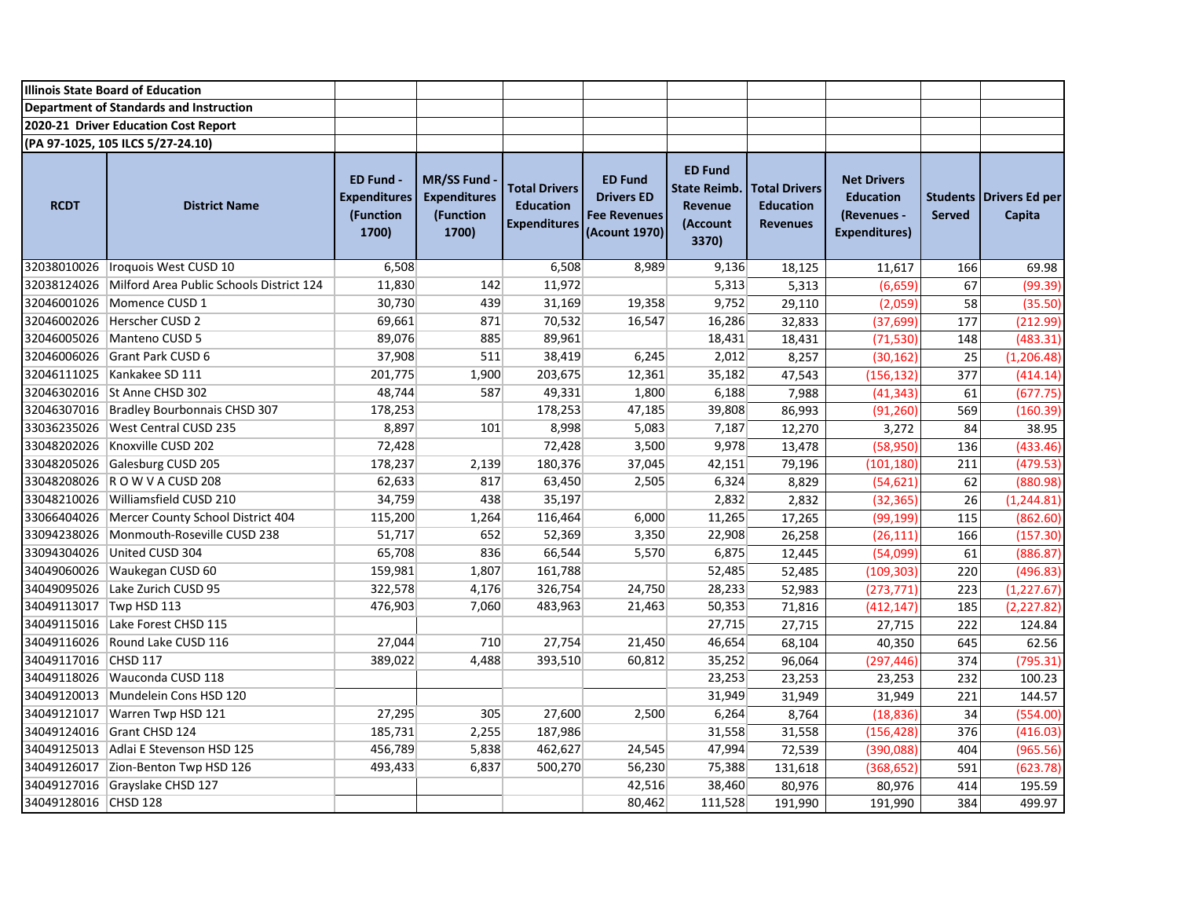**Illinois State Board of Education**

**Department of Standards and Instruction**

**2020-21 Driver Education Cost Report**

**(PA 97-1025, 105 ILCS 5/27-24.10)**

| RCDT | District Name | ED Fund - Expenditures (Function 1700) | MR/SS Fund - Expenditures (Function 1700) | Total Drivers Education Expenditures | ED Fund Drivers ED Fee Revenues (Acount 1970) | ED Fund State Reimb. Revenue (Account 3370) | Total Drivers Education Revenues | Net Drivers Education (Revenues - Expenditures) | Students Served | Drivers Ed per Capita |
|---|---|---|---|---|---|---|---|---|---|---|
| 32038010026 | Iroquois West CUSD 10 | 6,508 | | 6,508 | 8,989 | 9,136 | 18,125 | 11,617 | 166 | 69.98 |
| 32038124026 | Milford Area Public Schools District 124 | 11,830 | 142 | 11,972 | | 5,313 | 5,313 | (6,659) | 67 | (99.39) |
| 32046001026 | Momence CUSD 1 | 30,730 | 439 | 31,169 | 19,358 | 9,752 | 29,110 | (2,059) | 58 | (35.50) |
| 32046002026 | Herscher CUSD 2 | 69,661 | 871 | 70,532 | 16,547 | 16,286 | 32,833 | (37,699) | 177 | (212.99) |
| 32046005026 | Manteno CUSD 5 | 89,076 | 885 | 89,961 | | 18,431 | 18,431 | (71,530) | 148 | (483.31) |
| 32046006026 | Grant Park CUSD 6 | 37,908 | 511 | 38,419 | 6,245 | 2,012 | 8,257 | (30,162) | 25 | (1,206.48) |
| 32046111025 | Kankakee SD 111 | 201,775 | 1,900 | 203,675 | 12,361 | 35,182 | 47,543 | (156,132) | 377 | (414.14) |
| 32046302016 | St Anne CHSD 302 | 48,744 | 587 | 49,331 | 1,800 | 6,188 | 7,988 | (41,343) | 61 | (677.75) |
| 32046307016 | Bradley Bourbonnais CHSD 307 | 178,253 | | 178,253 | 47,185 | 39,808 | 86,993 | (91,260) | 569 | (160.39) |
| 33036235026 | West Central CUSD 235 | 8,897 | 101 | 8,998 | 5,083 | 7,187 | 12,270 | 3,272 | 84 | 38.95 |
| 33048202026 | Knoxville CUSD 202 | 72,428 | | 72,428 | 3,500 | 9,978 | 13,478 | (58,950) | 136 | (433.46) |
| 33048205026 | Galesburg CUSD 205 | 178,237 | 2,139 | 180,376 | 37,045 | 42,151 | 79,196 | (101,180) | 211 | (479.53) |
| 33048208026 | R O W V A CUSD 208 | 62,633 | 817 | 63,450 | 2,505 | 6,324 | 8,829 | (54,621) | 62 | (880.98) |
| 33048210026 | Williamsfield CUSD 210 | 34,759 | 438 | 35,197 | | 2,832 | 2,832 | (32,365) | 26 | (1,244.81) |
| 33066404026 | Mercer County School District 404 | 115,200 | 1,264 | 116,464 | 6,000 | 11,265 | 17,265 | (99,199) | 115 | (862.60) |
| 33094238026 | Monmouth-Roseville CUSD 238 | 51,717 | 652 | 52,369 | 3,350 | 22,908 | 26,258 | (26,111) | 166 | (157.30) |
| 33094304026 | United CUSD 304 | 65,708 | 836 | 66,544 | 5,570 | 6,875 | 12,445 | (54,099) | 61 | (886.87) |
| 34049060026 | Waukegan CUSD 60 | 159,981 | 1,807 | 161,788 | | 52,485 | 52,485 | (109,303) | 220 | (496.83) |
| 34049095026 | Lake Zurich CUSD 95 | 322,578 | 4,176 | 326,754 | 24,750 | 28,233 | 52,983 | (273,771) | 223 | (1,227.67) |
| 34049113017 | Twp HSD 113 | 476,903 | 7,060 | 483,963 | 21,463 | 50,353 | 71,816 | (412,147) | 185 | (2,227.82) |
| 34049115016 | Lake Forest CHSD 115 | | | | | 27,715 | 27,715 | 27,715 | 222 | 124.84 |
| 34049116026 | Round Lake CUSD 116 | 27,044 | 710 | 27,754 | 21,450 | 46,654 | 68,104 | 40,350 | 645 | 62.56 |
| 34049117016 | CHSD 117 | 389,022 | 4,488 | 393,510 | 60,812 | 35,252 | 96,064 | (297,446) | 374 | (795.31) |
| 34049118026 | Wauconda CUSD 118 | | | | | 23,253 | 23,253 | 23,253 | 232 | 100.23 |
| 34049120013 | Mundelein Cons HSD 120 | | | | | 31,949 | 31,949 | 31,949 | 221 | 144.57 |
| 34049121017 | Warren Twp HSD 121 | 27,295 | 305 | 27,600 | 2,500 | 6,264 | 8,764 | (18,836) | 34 | (554.00) |
| 34049124016 | Grant CHSD 124 | 185,731 | 2,255 | 187,986 | | 31,558 | 31,558 | (156,428) | 376 | (416.03) |
| 34049125013 | Adlai E Stevenson HSD 125 | 456,789 | 5,838 | 462,627 | 24,545 | 47,994 | 72,539 | (390,088) | 404 | (965.56) |
| 34049126017 | Zion-Benton Twp HSD 126 | 493,433 | 6,837 | 500,270 | 56,230 | 75,388 | 131,618 | (368,652) | 591 | (623.78) |
| 34049127016 | Grayslake CHSD 127 | | | | 42,516 | 38,460 | 80,976 | 80,976 | 414 | 195.59 |
| 34049128016 | CHSD 128 | | | | 80,462 | 111,528 | 191,990 | 191,990 | 384 | 499.97 |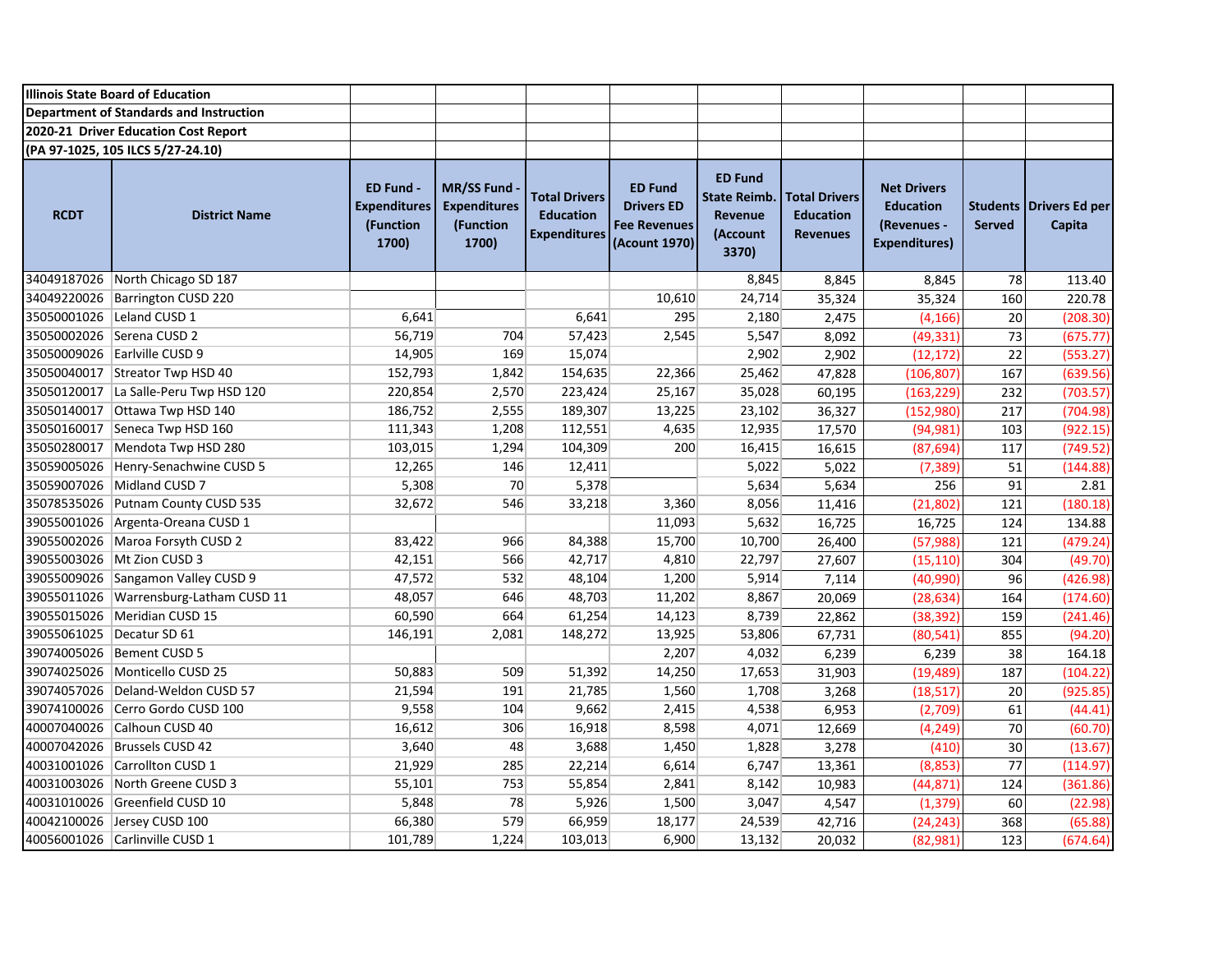**Illinois State Board of Education**

**Department of Standards and Instruction**

**2020-21 Driver Education Cost Report**

**(PA 97-1025, 105 ILCS 5/27-24.10)**

| RCDT | District Name | ED Fund - Expenditures (Function 1700) | MR/SS Fund - Expenditures (Function 1700) | Total Drivers Education Expenditures | ED Fund Drivers ED Fee Revenues (Acount 1970) | ED Fund State Reimb. Revenue (Account 3370) | Total Drivers Education Revenues | Net Drivers Education (Revenues - Expenditures) | Students Served | Drivers Ed per Capita |
|---|---|---|---|---|---|---|---|---|---|---|
| 34049187026 | North Chicago SD 187 | | | | | 8,845 | 8,845 | 8,845 | 78 | 113.40 |
| 34049220026 | Barrington CUSD 220 | | | | 10,610 | 24,714 | 35,324 | 35,324 | 160 | 220.78 |
| 35050001026 | Leland CUSD 1 | 6,641 | | 6,641 | 295 | 2,180 | 2,475 | (4,166) | 20 | (208.30) |
| 35050002026 | Serena CUSD 2 | 56,719 | 704 | 57,423 | 2,545 | 5,547 | 8,092 | (49,331) | 73 | (675.77) |
| 35050009026 | Earlville CUSD 9 | 14,905 | 169 | 15,074 | | 2,902 | 2,902 | (12,172) | 22 | (553.27) |
| 35050040017 | Streator Twp HSD 40 | 152,793 | 1,842 | 154,635 | 22,366 | 25,462 | 47,828 | (106,807) | 167 | (639.56) |
| 35050120017 | La Salle-Peru Twp HSD 120 | 220,854 | 2,570 | 223,424 | 25,167 | 35,028 | 60,195 | (163,229) | 232 | (703.57) |
| 35050140017 | Ottawa Twp HSD 140 | 186,752 | 2,555 | 189,307 | 13,225 | 23,102 | 36,327 | (152,980) | 217 | (704.98) |
| 35050160017 | Seneca Twp HSD 160 | 111,343 | 1,208 | 112,551 | 4,635 | 12,935 | 17,570 | (94,981) | 103 | (922.15) |
| 35050280017 | Mendota Twp HSD 280 | 103,015 | 1,294 | 104,309 | 200 | 16,415 | 16,615 | (87,694) | 117 | (749.52) |
| 35059005026 | Henry-Senachwine CUSD 5 | 12,265 | 146 | 12,411 | | 5,022 | 5,022 | (7,389) | 51 | (144.88) |
| 35059007026 | Midland CUSD 7 | 5,308 | 70 | 5,378 | | 5,634 | 5,634 | 256 | 91 | 2.81 |
| 35078535026 | Putnam County CUSD 535 | 32,672 | 546 | 33,218 | 3,360 | 8,056 | 11,416 | (21,802) | 121 | (180.18) |
| 39055001026 | Argenta-Oreana CUSD 1 | | | | 11,093 | 5,632 | 16,725 | 16,725 | 124 | 134.88 |
| 39055002026 | Maroa Forsyth CUSD 2 | 83,422 | 966 | 84,388 | 15,700 | 10,700 | 26,400 | (57,988) | 121 | (479.24) |
| 39055003026 | Mt Zion CUSD 3 | 42,151 | 566 | 42,717 | 4,810 | 22,797 | 27,607 | (15,110) | 304 | (49.70) |
| 39055009026 | Sangamon Valley CUSD 9 | 47,572 | 532 | 48,104 | 1,200 | 5,914 | 7,114 | (40,990) | 96 | (426.98) |
| 39055011026 | Warrensburg-Latham CUSD 11 | 48,057 | 646 | 48,703 | 11,202 | 8,867 | 20,069 | (28,634) | 164 | (174.60) |
| 39055015026 | Meridian CUSD 15 | 60,590 | 664 | 61,254 | 14,123 | 8,739 | 22,862 | (38,392) | 159 | (241.46) |
| 39055061025 | Decatur SD 61 | 146,191 | 2,081 | 148,272 | 13,925 | 53,806 | 67,731 | (80,541) | 855 | (94.20) |
| 39074005026 | Bement CUSD 5 | | | | 2,207 | 4,032 | 6,239 | 6,239 | 38 | 164.18 |
| 39074025026 | Monticello CUSD 25 | 50,883 | 509 | 51,392 | 14,250 | 17,653 | 31,903 | (19,489) | 187 | (104.22) |
| 39074057026 | Deland-Weldon CUSD 57 | 21,594 | 191 | 21,785 | 1,560 | 1,708 | 3,268 | (18,517) | 20 | (925.85) |
| 39074100026 | Cerro Gordo CUSD 100 | 9,558 | 104 | 9,662 | 2,415 | 4,538 | 6,953 | (2,709) | 61 | (44.41) |
| 40007040026 | Calhoun CUSD 40 | 16,612 | 306 | 16,918 | 8,598 | 4,071 | 12,669 | (4,249) | 70 | (60.70) |
| 40007042026 | Brussels CUSD 42 | 3,640 | 48 | 3,688 | 1,450 | 1,828 | 3,278 | (410) | 30 | (13.67) |
| 40031001026 | Carrollton CUSD 1 | 21,929 | 285 | 22,214 | 6,614 | 6,747 | 13,361 | (8,853) | 77 | (114.97) |
| 40031003026 | North Greene CUSD 3 | 55,101 | 753 | 55,854 | 2,841 | 8,142 | 10,983 | (44,871) | 124 | (361.86) |
| 40031010026 | Greenfield CUSD 10 | 5,848 | 78 | 5,926 | 1,500 | 3,047 | 4,547 | (1,379) | 60 | (22.98) |
| 40042100026 | Jersey CUSD 100 | 66,380 | 579 | 66,959 | 18,177 | 24,539 | 42,716 | (24,243) | 368 | (65.88) |
| 40056001026 | Carlinville CUSD 1 | 101,789 | 1,224 | 103,013 | 6,900 | 13,132 | 20,032 | (82,981) | 123 | (674.64) |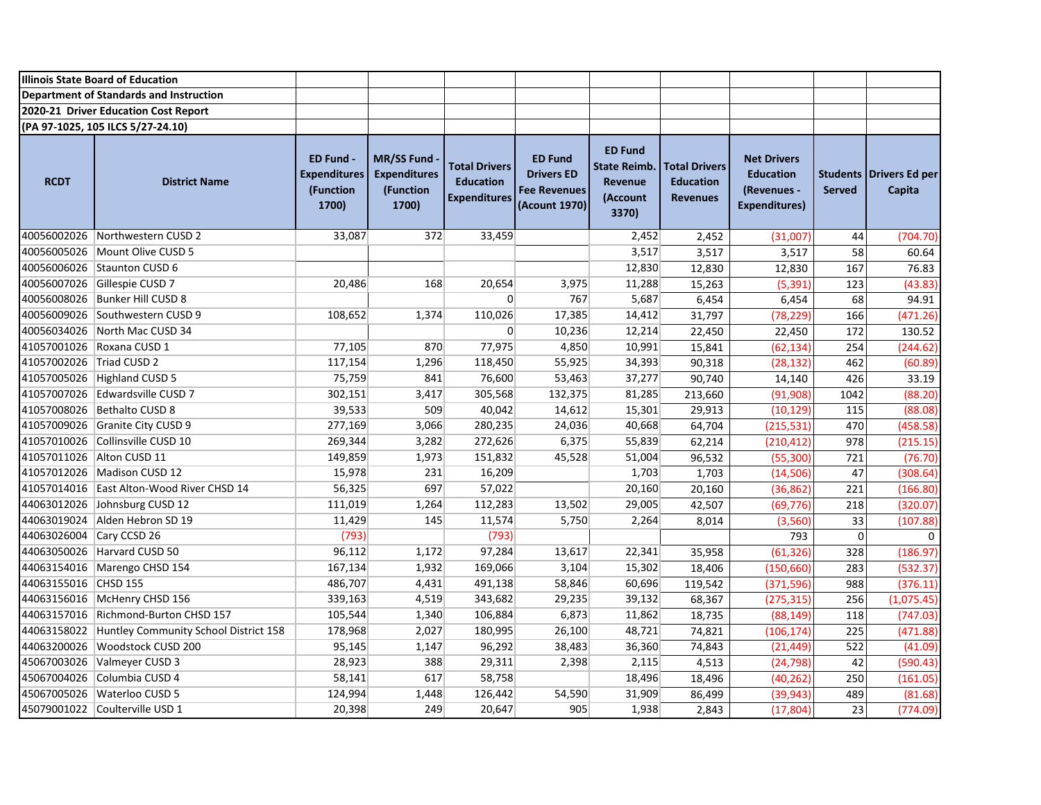**Illinois State Board of Education**

**Department of Standards and Instruction**

**2020-21 Driver Education Cost Report**

**(PA 97-1025, 105 ILCS 5/27-24.10)**

| RCDT | District Name | ED Fund - Expenditures (Function 1700) | MR/SS Fund - Expenditures (Function 1700) | Total Drivers Education Expenditures | ED Fund Drivers ED Fee Revenues (Acount 1970) | ED Fund State Reimb. Revenue (Account 3370) | Total Drivers Education Revenues | Net Drivers Education (Revenues - Expenditures) | Students Served | Drivers Ed per Capita |
|---|---|---|---|---|---|---|---|---|---|---|
| 40056002026 | Northwestern CUSD 2 | 33,087 | 372 | 33,459 | | 2,452 | 2,452 | (31,007) | 44 | (704.70) |
| 40056005026 | Mount Olive CUSD 5 | | | | | 3,517 | 3,517 | 3,517 | 58 | 60.64 |
| 40056006026 | Staunton CUSD 6 | | | | | 12,830 | 12,830 | 12,830 | 167 | 76.83 |
| 40056007026 | Gillespie CUSD 7 | 20,486 | 168 | 20,654 | 3,975 | 11,288 | 15,263 | (5,391) | 123 | (43.83) |
| 40056008026 | Bunker Hill CUSD 8 | | | 0 | 767 | 5,687 | 6,454 | 6,454 | 68 | 94.91 |
| 40056009026 | Southwestern CUSD 9 | 108,652 | 1,374 | 110,026 | 17,385 | 14,412 | 31,797 | (78,229) | 166 | (471.26) |
| 40056034026 | North Mac CUSD 34 | | | 0 | 10,236 | 12,214 | 22,450 | 22,450 | 172 | 130.52 |
| 41057001026 | Roxana CUSD 1 | 77,105 | 870 | 77,975 | 4,850 | 10,991 | 15,841 | (62,134) | 254 | (244.62) |
| 41057002026 | Triad CUSD 2 | 117,154 | 1,296 | 118,450 | 55,925 | 34,393 | 90,318 | (28,132) | 462 | (60.89) |
| 41057005026 | Highland CUSD 5 | 75,759 | 841 | 76,600 | 53,463 | 37,277 | 90,740 | 14,140 | 426 | 33.19 |
| 41057007026 | Edwardsville CUSD 7 | 302,151 | 3,417 | 305,568 | 132,375 | 81,285 | 213,660 | (91,908) | 1042 | (88.20) |
| 41057008026 | Bethalto CUSD 8 | 39,533 | 509 | 40,042 | 14,612 | 15,301 | 29,913 | (10,129) | 115 | (88.08) |
| 41057009026 | Granite City CUSD 9 | 277,169 | 3,066 | 280,235 | 24,036 | 40,668 | 64,704 | (215,531) | 470 | (458.58) |
| 41057010026 | Collinsville CUSD 10 | 269,344 | 3,282 | 272,626 | 6,375 | 55,839 | 62,214 | (210,412) | 978 | (215.15) |
| 41057011026 | Alton CUSD 11 | 149,859 | 1,973 | 151,832 | 45,528 | 51,004 | 96,532 | (55,300) | 721 | (76.70) |
| 41057012026 | Madison CUSD 12 | 15,978 | 231 | 16,209 | | 1,703 | 1,703 | (14,506) | 47 | (308.64) |
| 41057014016 | East Alton-Wood River CHSD 14 | 56,325 | 697 | 57,022 | | 20,160 | 20,160 | (36,862) | 221 | (166.80) |
| 44063012026 | Johnsburg CUSD 12 | 111,019 | 1,264 | 112,283 | 13,502 | 29,005 | 42,507 | (69,776) | 218 | (320.07) |
| 44063019024 | Alden Hebron SD 19 | 11,429 | 145 | 11,574 | 5,750 | 2,264 | 8,014 | (3,560) | 33 | (107.88) |
| 44063026004 | Cary CCSD 26 | (793) | | (793) | | | | 793 | 0 | 0 |
| 44063050026 | Harvard CUSD 50 | 96,112 | 1,172 | 97,284 | 13,617 | 22,341 | 35,958 | (61,326) | 328 | (186.97) |
| 44063154016 | Marengo CHSD 154 | 167,134 | 1,932 | 169,066 | 3,104 | 15,302 | 18,406 | (150,660) | 283 | (532.37) |
| 44063155016 | CHSD 155 | 486,707 | 4,431 | 491,138 | 58,846 | 60,696 | 119,542 | (371,596) | 988 | (376.11) |
| 44063156016 | McHenry CHSD 156 | 339,163 | 4,519 | 343,682 | 29,235 | 39,132 | 68,367 | (275,315) | 256 | (1,075.45) |
| 44063157016 | Richmond-Burton CHSD 157 | 105,544 | 1,340 | 106,884 | 6,873 | 11,862 | 18,735 | (88,149) | 118 | (747.03) |
| 44063158022 | Huntley Community School District 158 | 178,968 | 2,027 | 180,995 | 26,100 | 48,721 | 74,821 | (106,174) | 225 | (471.88) |
| 44063200026 | Woodstock CUSD 200 | 95,145 | 1,147 | 96,292 | 38,483 | 36,360 | 74,843 | (21,449) | 522 | (41.09) |
| 45067003026 | Valmeyer CUSD 3 | 28,923 | 388 | 29,311 | 2,398 | 2,115 | 4,513 | (24,798) | 42 | (590.43) |
| 45067004026 | Columbia CUSD 4 | 58,141 | 617 | 58,758 | | 18,496 | 18,496 | (40,262) | 250 | (161.05) |
| 45067005026 | Waterloo CUSD 5 | 124,994 | 1,448 | 126,442 | 54,590 | 31,909 | 86,499 | (39,943) | 489 | (81.68) |
| 45079001022 | Coulterville USD 1 | 20,398 | 249 | 20,647 | 905 | 1,938 | 2,843 | (17,804) | 23 | (774.09) |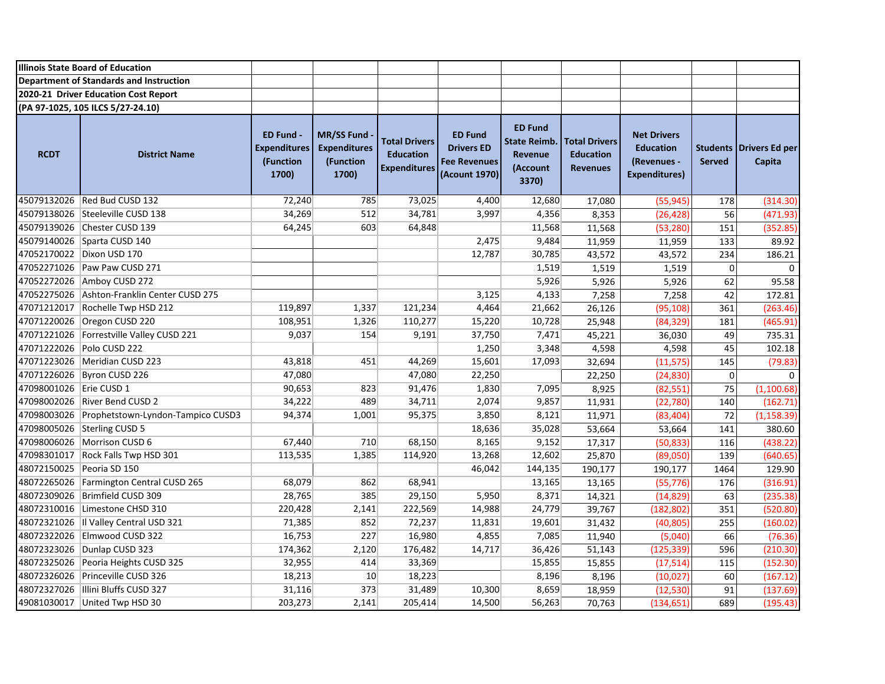**Illinois State Board of Education**

**Department of Standards and Instruction**

**2020-21 Driver Education Cost Report**

**(PA 97-1025, 105 ILCS 5/27-24.10)**

| RCDT | District Name | ED Fund - Expenditures (Function 1700) | MR/SS Fund - Expenditures (Function 1700) | Total Drivers Education Expenditures | ED Fund Drivers ED Fee Revenues (Acount 1970) | ED Fund State Reimb. Revenue (Account 3370) | Total Drivers Education Revenues | Net Drivers Education (Revenues - Expenditures) | Students Served | Drivers Ed per Capita |
|---|---|---|---|---|---|---|---|---|---|---|
| 45079132026 | Red Bud CUSD 132 | 72,240 | 785 | 73,025 | 4,400 | 12,680 | 17,080 | (55,945) | 178 | (314.30) |
| 45079138026 | Steeleville CUSD 138 | 34,269 | 512 | 34,781 | 3,997 | 4,356 | 8,353 | (26,428) | 56 | (471.93) |
| 45079139026 | Chester CUSD 139 | 64,245 | 603 | 64,848 | | 11,568 | 11,568 | (53,280) | 151 | (352.85) |
| 45079140026 | Sparta CUSD 140 | | | | 2,475 | 9,484 | 11,959 | 11,959 | 133 | 89.92 |
| 47052170022 | Dixon USD 170 | | | | 12,787 | 30,785 | 43,572 | 43,572 | 234 | 186.21 |
| 47052271026 | Paw Paw CUSD 271 | | | | | 1,519 | 1,519 | 1,519 | 0 | 0 |
| 47052272026 | Amboy CUSD 272 | | | | | 5,926 | 5,926 | 5,926 | 62 | 95.58 |
| 47052275026 | Ashton-Franklin Center CUSD 275 | | | | 3,125 | 4,133 | 7,258 | 7,258 | 42 | 172.81 |
| 47071212017 | Rochelle Twp HSD 212 | 119,897 | 1,337 | 121,234 | 4,464 | 21,662 | 26,126 | (95,108) | 361 | (263.46) |
| 47071220026 | Oregon CUSD 220 | 108,951 | 1,326 | 110,277 | 15,220 | 10,728 | 25,948 | (84,329) | 181 | (465.91) |
| 47071221026 | Forrestville Valley CUSD 221 | 9,037 | 154 | 9,191 | 37,750 | 7,471 | 45,221 | 36,030 | 49 | 735.31 |
| 47071222026 | Polo CUSD 222 | | | | 1,250 | 3,348 | 4,598 | 4,598 | 45 | 102.18 |
| 47071223026 | Meridian CUSD 223 | 43,818 | 451 | 44,269 | 15,601 | 17,093 | 32,694 | (11,575) | 145 | (79.83) |
| 47071226026 | Byron CUSD 226 | 47,080 | | 47,080 | 22,250 | | 22,250 | (24,830) | 0 | 0 |
| 47098001026 | Erie CUSD 1 | 90,653 | 823 | 91,476 | 1,830 | 7,095 | 8,925 | (82,551) | 75 | (1,100.68) |
| 47098002026 | River Bend CUSD 2 | 34,222 | 489 | 34,711 | 2,074 | 9,857 | 11,931 | (22,780) | 140 | (162.71) |
| 47098003026 | Prophetstown-Lyndon-Tampico CUSD3 | 94,374 | 1,001 | 95,375 | 3,850 | 8,121 | 11,971 | (83,404) | 72 | (1,158.39) |
| 47098005026 | Sterling CUSD 5 | | | | 18,636 | 35,028 | 53,664 | 53,664 | 141 | 380.60 |
| 47098006026 | Morrison CUSD 6 | 67,440 | 710 | 68,150 | 8,165 | 9,152 | 17,317 | (50,833) | 116 | (438.22) |
| 47098301017 | Rock Falls Twp HSD 301 | 113,535 | 1,385 | 114,920 | 13,268 | 12,602 | 25,870 | (89,050) | 139 | (640.65) |
| 48072150025 | Peoria SD 150 | | | | 46,042 | 144,135 | 190,177 | 190,177 | 1464 | 129.90 |
| 48072265026 | Farmington Central CUSD 265 | 68,079 | 862 | 68,941 | | 13,165 | 13,165 | (55,776) | 176 | (316.91) |
| 48072309026 | Brimfield CUSD 309 | 28,765 | 385 | 29,150 | 5,950 | 8,371 | 14,321 | (14,829) | 63 | (235.38) |
| 48072310016 | Limestone CHSD 310 | 220,428 | 2,141 | 222,569 | 14,988 | 24,779 | 39,767 | (182,802) | 351 | (520.80) |
| 48072321026 | Il Valley Central USD 321 | 71,385 | 852 | 72,237 | 11,831 | 19,601 | 31,432 | (40,805) | 255 | (160.02) |
| 48072322026 | Elmwood CUSD 322 | 16,753 | 227 | 16,980 | 4,855 | 7,085 | 11,940 | (5,040) | 66 | (76.36) |
| 48072323026 | Dunlap CUSD 323 | 174,362 | 2,120 | 176,482 | 14,717 | 36,426 | 51,143 | (125,339) | 596 | (210.30) |
| 48072325026 | Peoria Heights CUSD 325 | 32,955 | 414 | 33,369 | | 15,855 | 15,855 | (17,514) | 115 | (152.30) |
| 48072326026 | Princeville CUSD 326 | 18,213 | 10 | 18,223 | | 8,196 | 8,196 | (10,027) | 60 | (167.12) |
| 48072327026 | Illini Bluffs CUSD 327 | 31,116 | 373 | 31,489 | 10,300 | 8,659 | 18,959 | (12,530) | 91 | (137.69) |
| 49081030017 | United Twp HSD 30 | 203,273 | 2,141 | 205,414 | 14,500 | 56,263 | 70,763 | (134,651) | 689 | (195.43) |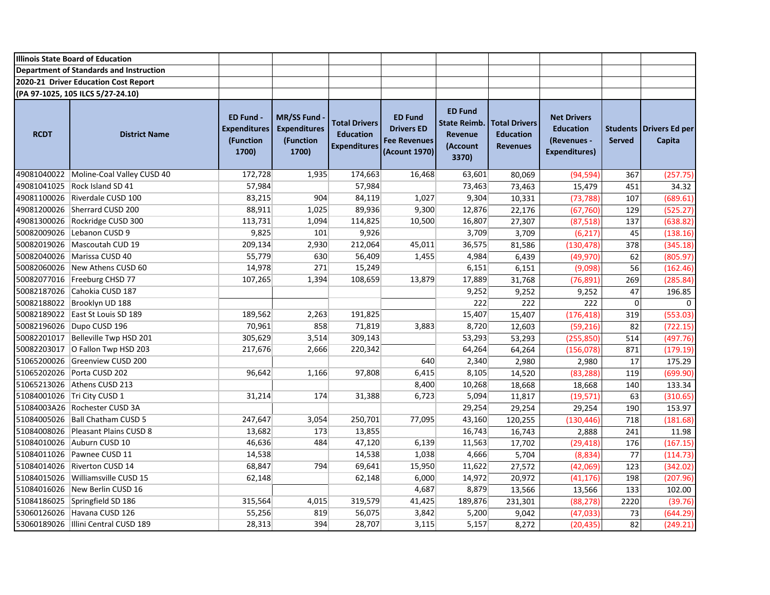**Illinois State Board of Education**
**Department of Standards and Instruction**
**2020-21 Driver Education Cost Report**
**(PA 97-1025, 105 ILCS 5/27-24.10)**

| RCDT | District Name | ED Fund - Expenditures (Function 1700) | MR/SS Fund - Expenditures (Function 1700) | Total Drivers Education Expenditures | ED Fund Drivers ED Fee Revenues (Acount 1970) | ED Fund State Reimb. Revenue (Account 3370) | Total Drivers Education Revenues | Net Drivers Education (Revenues - Expenditures) | Students Served | Drivers Ed per Capita |
|---|---|---|---|---|---|---|---|---|---|---|
| 49081040022 | Moline-Coal Valley CUSD 40 | 172,728 | 1,935 | 174,663 | 16,468 | 63,601 | 80,069 | (94,594) | 367 | (257.75) |
| 49081041025 | Rock Island SD 41 | 57,984 | | 57,984 | | 73,463 | 73,463 | 15,479 | 451 | 34.32 |
| 49081100026 | Riverdale CUSD 100 | 83,215 | 904 | 84,119 | 1,027 | 9,304 | 10,331 | (73,788) | 107 | (689.61) |
| 49081200026 | Sherrard CUSD 200 | 88,911 | 1,025 | 89,936 | 9,300 | 12,876 | 22,176 | (67,760) | 129 | (525.27) |
| 49081300026 | Rockridge CUSD 300 | 113,731 | 1,094 | 114,825 | 10,500 | 16,807 | 27,307 | (87,518) | 137 | (638.82) |
| 50082009026 | Lebanon CUSD 9 | 9,825 | 101 | 9,926 | | 3,709 | 3,709 | (6,217) | 45 | (138.16) |
| 50082019026 | Mascoutah CUD 19 | 209,134 | 2,930 | 212,064 | 45,011 | 36,575 | 81,586 | (130,478) | 378 | (345.18) |
| 50082040026 | Marissa CUSD 40 | 55,779 | 630 | 56,409 | 1,455 | 4,984 | 6,439 | (49,970) | 62 | (805.97) |
| 50082060026 | New Athens CUSD 60 | 14,978 | 271 | 15,249 | | 6,151 | 6,151 | (9,098) | 56 | (162.46) |
| 50082077016 | Freeburg CHSD 77 | 107,265 | 1,394 | 108,659 | 13,879 | 17,889 | 31,768 | (76,891) | 269 | (285.84) |
| 50082187026 | Cahokia CUSD 187 | | | | | 9,252 | 9,252 | 9,252 | 47 | 196.85 |
| 50082188022 | Brooklyn UD 188 | | | | | 222 | 222 | 222 | 0 | 0 |
| 50082189022 | East St Louis SD 189 | 189,562 | 2,263 | 191,825 | | 15,407 | 15,407 | (176,418) | 319 | (553.03) |
| 50082196026 | Dupo CUSD 196 | 70,961 | 858 | 71,819 | 3,883 | 8,720 | 12,603 | (59,216) | 82 | (722.15) |
| 50082201017 | Belleville Twp HSD 201 | 305,629 | 3,514 | 309,143 | | 53,293 | 53,293 | (255,850) | 514 | (497.76) |
| 50082203017 | O Fallon Twp HSD 203 | 217,676 | 2,666 | 220,342 | | 64,264 | 64,264 | (156,078) | 871 | (179.19) |
| 51065200026 | Greenview CUSD 200 | | | | 640 | 2,340 | 2,980 | 2,980 | 17 | 175.29 |
| 51065202026 | Porta CUSD 202 | 96,642 | 1,166 | 97,808 | 6,415 | 8,105 | 14,520 | (83,288) | 119 | (699.90) |
| 51065213026 | Athens CUSD 213 | | | | 8,400 | 10,268 | 18,668 | 18,668 | 140 | 133.34 |
| 51084001026 | Tri City CUSD 1 | 31,214 | 174 | 31,388 | 6,723 | 5,094 | 11,817 | (19,571) | 63 | (310.65) |
| 51084003A26 | Rochester CUSD 3A | | | | | 29,254 | 29,254 | 29,254 | 190 | 153.97 |
| 51084005026 | Ball Chatham CUSD 5 | 247,647 | 3,054 | 250,701 | 77,095 | 43,160 | 120,255 | (130,446) | 718 | (181.68) |
| 51084008026 | Pleasant Plains CUSD 8 | 13,682 | 173 | 13,855 | | 16,743 | 16,743 | 2,888 | 241 | 11.98 |
| 51084010026 | Auburn CUSD 10 | 46,636 | 484 | 47,120 | 6,139 | 11,563 | 17,702 | (29,418) | 176 | (167.15) |
| 51084011026 | Pawnee CUSD 11 | 14,538 | | 14,538 | 1,038 | 4,666 | 5,704 | (8,834) | 77 | (114.73) |
| 51084014026 | Riverton CUSD 14 | 68,847 | 794 | 69,641 | 15,950 | 11,622 | 27,572 | (42,069) | 123 | (342.02) |
| 51084015026 | Williamsville CUSD 15 | 62,148 | | 62,148 | 6,000 | 14,972 | 20,972 | (41,176) | 198 | (207.96) |
| 51084016026 | New Berlin CUSD 16 | | | | 4,687 | 8,879 | 13,566 | 13,566 | 133 | 102.00 |
| 51084186025 | Springfield SD 186 | 315,564 | 4,015 | 319,579 | 41,425 | 189,876 | 231,301 | (88,278) | 2220 | (39.76) |
| 53060126026 | Havana CUSD 126 | 55,256 | 819 | 56,075 | 3,842 | 5,200 | 9,042 | (47,033) | 73 | (644.29) |
| 53060189026 | Illini Central CUSD 189 | 28,313 | 394 | 28,707 | 3,115 | 5,157 | 8,272 | (20,435) | 82 | (249.21) |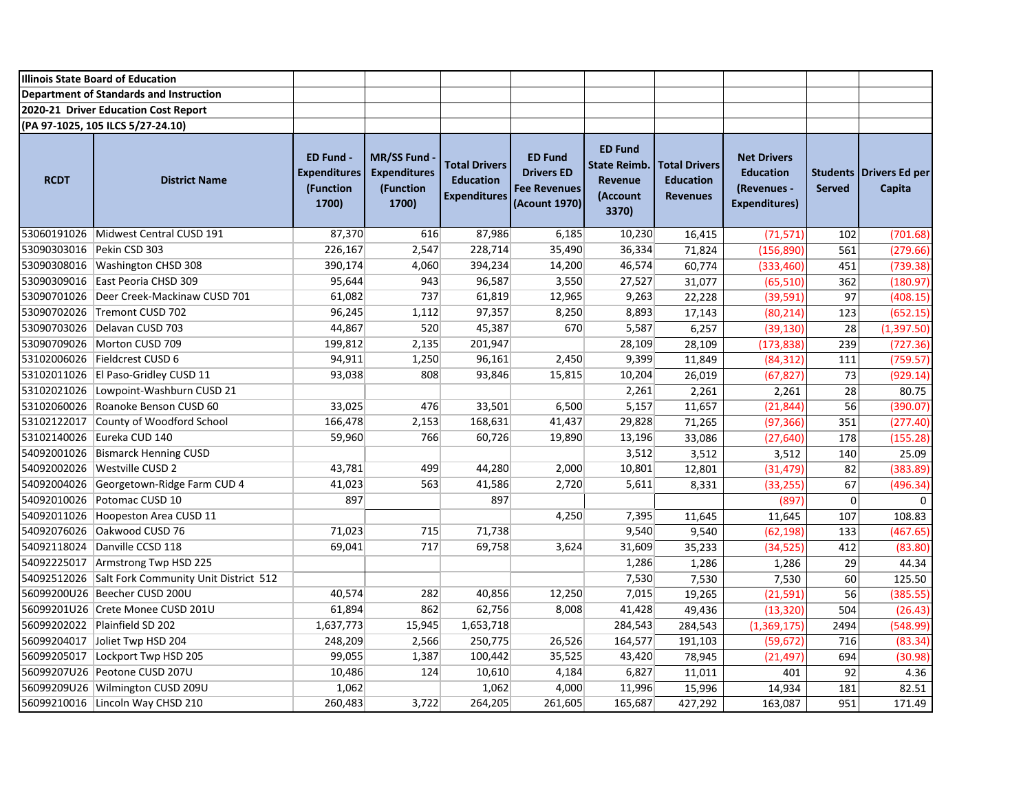**Illinois State Board of Education**
**Department of Standards and Instruction**
**2020-21 Driver Education Cost Report**
**(PA 97-1025, 105 ILCS 5/27-24.10)**

| RCDT | District Name | ED Fund - Expenditures (Function 1700) | MR/SS Fund - Expenditures (Function 1700) | Total Drivers Education Expenditures | ED Fund Drivers ED Fee Revenues (Acount 1970) | ED Fund State Reimb. Revenue (Account 3370) | Total Drivers Education Revenues | Net Drivers Education (Revenues - Expenditures) | Students Served | Drivers Ed per Capita |
|---|---|---|---|---|---|---|---|---|---|---|
| 53060191026 | Midwest Central CUSD 191 | 87,370 | 616 | 87,986 | 6,185 | 10,230 | 16,415 | (71,571) | 102 | (701.68) |
| 53090303016 | Pekin CSD 303 | 226,167 | 2,547 | 228,714 | 35,490 | 36,334 | 71,824 | (156,890) | 561 | (279.66) |
| 53090308016 | Washington CHSD 308 | 390,174 | 4,060 | 394,234 | 14,200 | 46,574 | 60,774 | (333,460) | 451 | (739.38) |
| 53090309016 | East Peoria CHSD 309 | 95,644 | 943 | 96,587 | 3,550 | 27,527 | 31,077 | (65,510) | 362 | (180.97) |
| 53090701026 | Deer Creek-Mackinaw CUSD 701 | 61,082 | 737 | 61,819 | 12,965 | 9,263 | 22,228 | (39,591) | 97 | (408.15) |
| 53090702026 | Tremont CUSD 702 | 96,245 | 1,112 | 97,357 | 8,250 | 8,893 | 17,143 | (80,214) | 123 | (652.15) |
| 53090703026 | Delavan CUSD 703 | 44,867 | 520 | 45,387 | 670 | 5,587 | 6,257 | (39,130) | 28 | (1,397.50) |
| 53090709026 | Morton CUSD 709 | 199,812 | 2,135 | 201,947 | | 28,109 | 28,109 | (173,838) | 239 | (727.36) |
| 53102006026 | Fieldcrest CUSD 6 | 94,911 | 1,250 | 96,161 | 2,450 | 9,399 | 11,849 | (84,312) | 111 | (759.57) |
| 53102011026 | El Paso-Gridley CUSD 11 | 93,038 | 808 | 93,846 | 15,815 | 10,204 | 26,019 | (67,827) | 73 | (929.14) |
| 53102021026 | Lowpoint-Washburn CUSD 21 | | | | | 2,261 | 2,261 | 2,261 | 28 | 80.75 |
| 53102060026 | Roanoke Benson CUSD 60 | 33,025 | 476 | 33,501 | 6,500 | 5,157 | 11,657 | (21,844) | 56 | (390.07) |
| 53102122017 | County of Woodford School | 166,478 | 2,153 | 168,631 | 41,437 | 29,828 | 71,265 | (97,366) | 351 | (277.40) |
| 53102140026 | Eureka CUD 140 | 59,960 | 766 | 60,726 | 19,890 | 13,196 | 33,086 | (27,640) | 178 | (155.28) |
| 54092001026 | Bismarck Henning CUSD | | | | | 3,512 | 3,512 | 3,512 | 140 | 25.09 |
| 54092002026 | Westville CUSD 2 | 43,781 | 499 | 44,280 | 2,000 | 10,801 | 12,801 | (31,479) | 82 | (383.89) |
| 54092004026 | Georgetown-Ridge Farm CUD 4 | 41,023 | 563 | 41,586 | 2,720 | 5,611 | 8,331 | (33,255) | 67 | (496.34) |
| 54092010026 | Potomac CUSD 10 | 897 | | 897 | | | | (897) | 0 | 0 |
| 54092011026 | Hoopeston Area CUSD 11 | | | | 4,250 | 7,395 | 11,645 | 11,645 | 107 | 108.83 |
| 54092076026 | Oakwood CUSD 76 | 71,023 | 715 | 71,738 | | 9,540 | 9,540 | (62,198) | 133 | (467.65) |
| 54092118024 | Danville CCSD 118 | 69,041 | 717 | 69,758 | 3,624 | 31,609 | 35,233 | (34,525) | 412 | (83.80) |
| 54092225017 | Armstrong Twp HSD 225 | | | | | 1,286 | 1,286 | 1,286 | 29 | 44.34 |
| 54092512026 | Salt Fork Community Unit District 512 | | | | | 7,530 | 7,530 | 7,530 | 60 | 125.50 |
| 56099200U26 | Beecher CUSD 200U | 40,574 | 282 | 40,856 | 12,250 | 7,015 | 19,265 | (21,591) | 56 | (385.55) |
| 56099201U26 | Crete Monee CUSD 201U | 61,894 | 862 | 62,756 | 8,008 | 41,428 | 49,436 | (13,320) | 504 | (26.43) |
| 56099202022 | Plainfield SD 202 | 1,637,773 | 15,945 | 1,653,718 | | 284,543 | 284,543 | (1,369,175) | 2494 | (548.99) |
| 56099204017 | Joliet Twp HSD 204 | 248,209 | 2,566 | 250,775 | 26,526 | 164,577 | 191,103 | (59,672) | 716 | (83.34) |
| 56099205017 | Lockport Twp HSD 205 | 99,055 | 1,387 | 100,442 | 35,525 | 43,420 | 78,945 | (21,497) | 694 | (30.98) |
| 56099207U26 | Peotone CUSD 207U | 10,486 | 124 | 10,610 | 4,184 | 6,827 | 11,011 | 401 | 92 | 4.36 |
| 56099209U26 | Wilmington CUSD 209U | 1,062 | | 1,062 | 4,000 | 11,996 | 15,996 | 14,934 | 181 | 82.51 |
| 56099210016 | Lincoln Way CHSD 210 | 260,483 | 3,722 | 264,205 | 261,605 | 165,687 | 427,292 | 163,087 | 951 | 171.49 |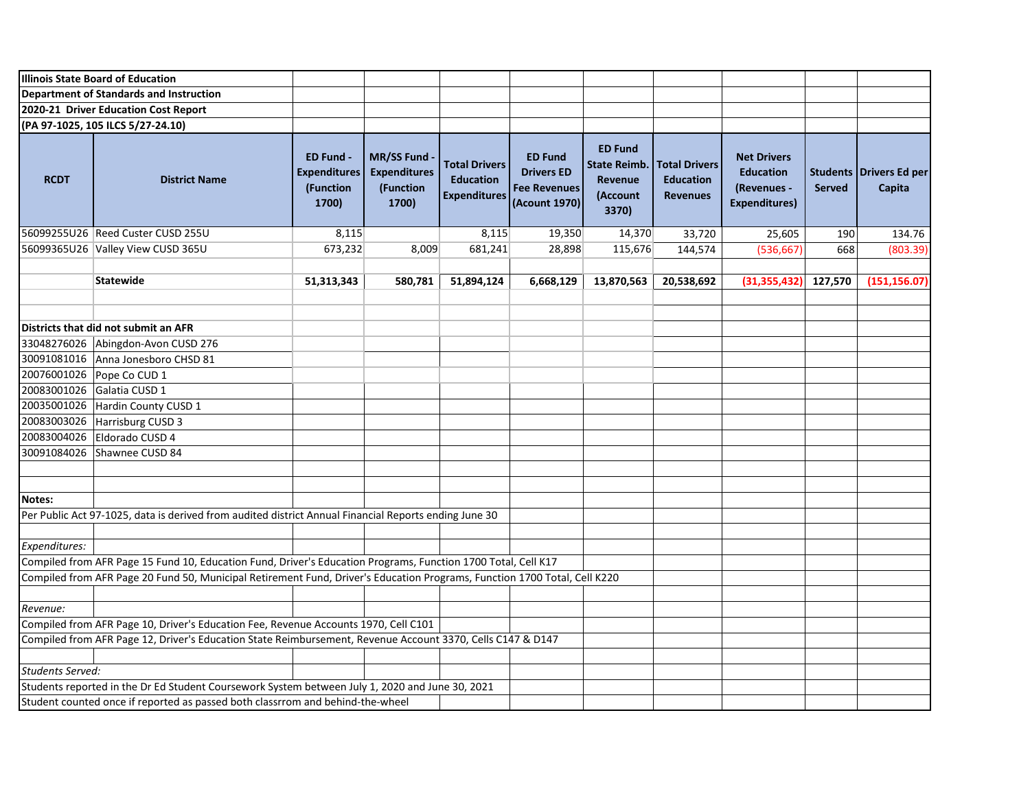**Illinois State Board of Education**

**Department of Standards and Instruction**

**2020-21 Driver Education Cost Report**

**(PA 97-1025, 105 ILCS 5/27-24.10)**

| RCDT | District Name | ED Fund - Expenditures (Function 1700) | MR/SS Fund - Expenditures (Function 1700) | Total Drivers Education Expenditures | ED Fund Drivers ED Fee Revenues (Acount 1970) | ED Fund State Reimb. Revenue (Account 3370) | Total Drivers Education Revenues | Net Drivers Education (Revenues - Expenditures) | Students Served | Drivers Ed per Capita |
|---|---|---|---|---|---|---|---|---|---|---|
| 56099255U26 | Reed Custer CUSD 255U | 8,115 | | 8,115 | 19,350 | 14,370 | 33,720 | 25,605 | 190 | 134.76 |
| 56099365U26 | Valley View CUSD 365U | 673,232 | 8,009 | 681,241 | 28,898 | 115,676 | 144,574 | (536,667) | 668 | (803.39) |
| | | | | | | | | | | |
| | **Statewide** | **51,313,343** | **580,781** | **51,894,124** | **6,668,129** | **13,870,563** | **20,538,692** | **(31,355,432)** | **127,570** | **(151,156.07)** |

**Districts that did not submit an AFR**

| RCDT | District Name |
|---|---|
| 33048276026 | Abingdon-Avon CUSD 276 |
| 30091081016 | Anna Jonesboro CHSD 81 |
| 20076001026 | Pope Co CUD 1 |
| 20083001026 | Galatia CUSD 1 |
| 20035001026 | Hardin County CUSD 1 |
| 20083003026 | Harrisburg CUSD 3 |
| 20083004026 | Eldorado CUSD 4 |
| 30091084026 | Shawnee CUSD 84 |

**Notes:**

Per Public Act 97-1025, data is derived from audited district Annual Financial Reports ending June 30

*Expenditures:*

Compiled from AFR Page 15 Fund 10, Education Fund, Driver's Education Programs, Function 1700 Total, Cell K17

Compiled from AFR Page 20 Fund 50, Municipal Retirement Fund, Driver's Education Programs, Function 1700 Total, Cell K220

*Revenue:*

Compiled from AFR Page 10, Driver's Education Fee, Revenue Accounts 1970, Cell C101

Compiled from AFR Page 12, Driver's Education State Reimbursement, Revenue Account 3370, Cells C147 & D147

*Students Served:*

Students reported in the Dr Ed Student Coursework System between July 1, 2020 and June 30, 2021

Student counted once if reported as passed both classrrom and behind-the-wheel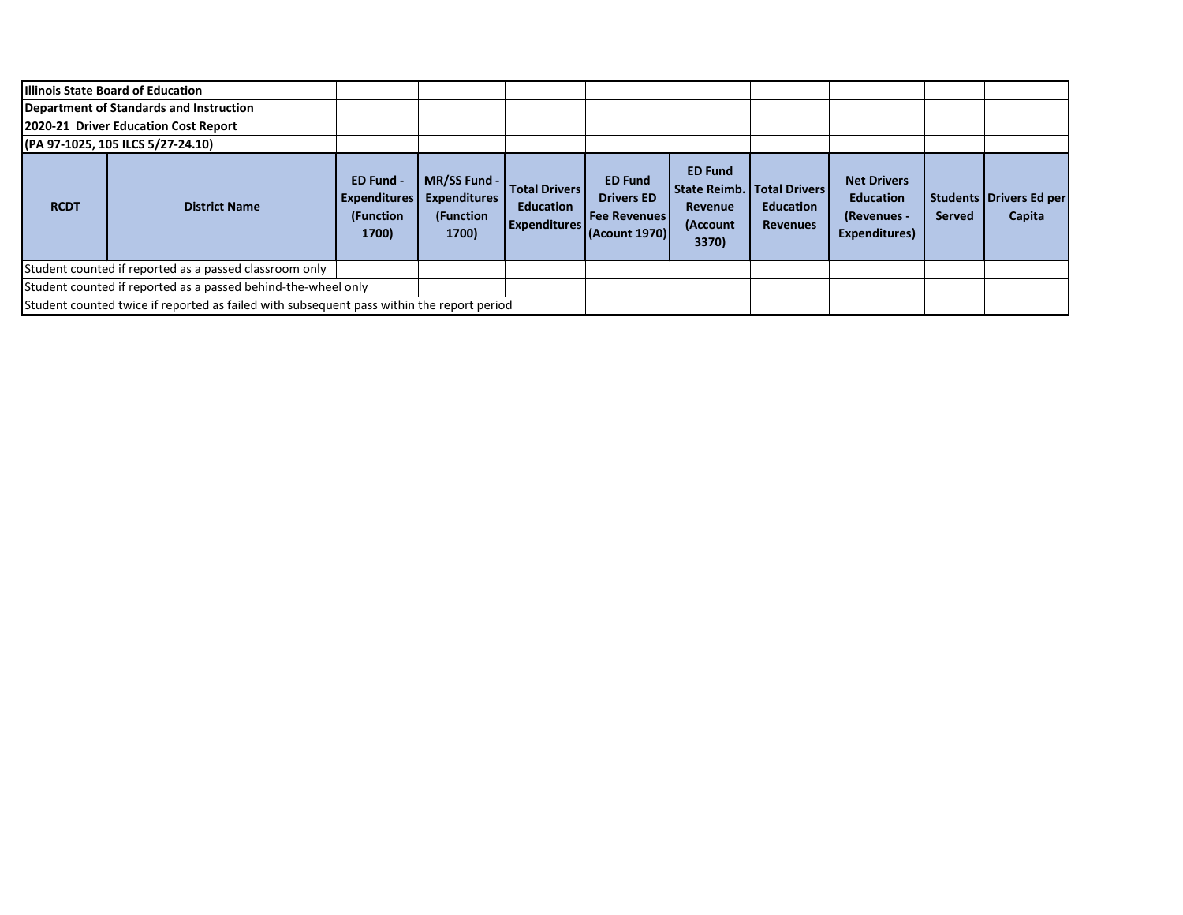| Illinois State Board of Education | | | | | | | | | | |
|---|---|---|---|---|---|---|---|---|---|---|
| Department of Standards and Instruction | | | | | | | | | | |
| 2020-21 Driver Education Cost Report | | | | | | | | | | |
| (PA 97-1025, 105 ILCS 5/27-24.10) | | | | | | | | | | |
| RCDT | District Name | ED Fund - Expenditures (Function 1700) | MR/SS Fund - Expenditures (Function 1700) | Total Drivers Education Expenditures | ED Fund Drivers ED Fee Revenues (Acount 1970) | ED Fund State Reimb. Revenue (Account 3370) | Total Drivers Education Revenues | Net Drivers Education (Revenues - Expenditures) | Students Served | Drivers Ed per Capita |
| Student counted if reported as a passed classroom only | | | | | | | | | | |
| Student counted if reported as a passed behind-the-wheel only | | | | | | | | | | |
| Student counted twice if reported as failed with subsequent pass within the report period | | | | | | | | | | |